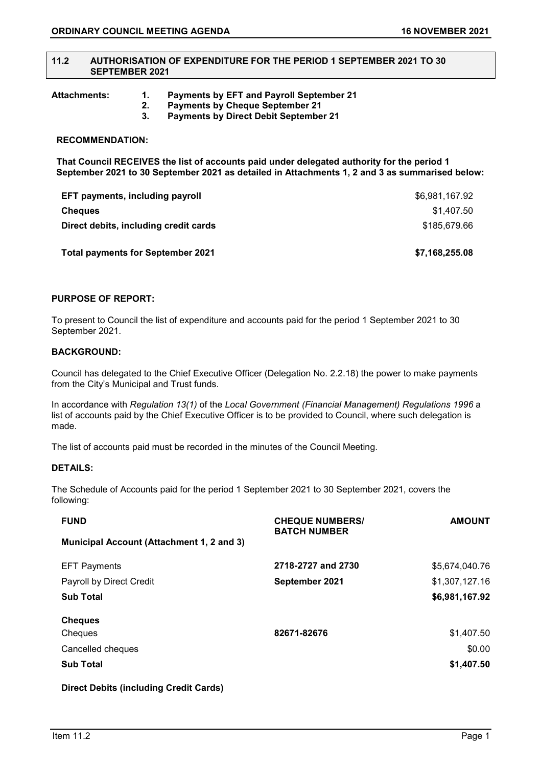## 11.2 AUTHORISATION OF EXPENDITURE FOR THE PERIOD 1 SEPTEMBER 2021 TO 30 SEPTEMBER 2021

**Attachments:**
1. **Payments by EFT and Payroll September 21**
2. **Payments by Cheque September 21**
3. **Payments by Direct Debit September 21**

**RECOMMENDATION:**

**That Council RECEIVES the list of accounts paid under delegated authority for the period 1 September 2021 to 30 September 2021 as detailed in Attachments 1, 2 and 3 as summarised below:**

| | |
|---|---|
| **EFT payments, including payroll** | $6,981,167.92 |
| **Cheques** | $1,407.50 |
| **Direct debits, including credit cards** | $185,679.66 |
| **Total payments for September 2021** | **$7,168,255.08** |

**PURPOSE OF REPORT:**

To present to Council the list of expenditure and accounts paid for the period 1 September 2021 to 30 September 2021.

**BACKGROUND:**

Council has delegated to the Chief Executive Officer (Delegation No. 2.2.18) the power to make payments from the City's Municipal and Trust funds.

In accordance with *Regulation 13(1)* of the *Local Government (Financial Management) Regulations 1996* a list of accounts paid by the Chief Executive Officer is to be provided to Council, where such delegation is made.

The list of accounts paid must be recorded in the minutes of the Council Meeting.

**DETAILS:**

The Schedule of Accounts paid for the period 1 September 2021 to 30 September 2021, covers the following:

| **FUND** | **CHEQUE NUMBERS/ BATCH NUMBER** | **AMOUNT** |
|---|---|---|
| **Municipal Account (Attachment 1, 2 and 3)** | | |
| EFT Payments | **2718-2727 and 2730** | $5,674,040.76 |
| Payroll by Direct Credit | **September 2021** | $1,307,127.16 |
| **Sub Total** | | **$6,981,167.92** |
| **Cheques** | | |
| Cheques | **82671-82676** | $1,407.50 |
| Cancelled cheques | | $0.00 |
| **Sub Total** | | **$1,407.50** |
| **Direct Debits (including Credit Cards)** | | |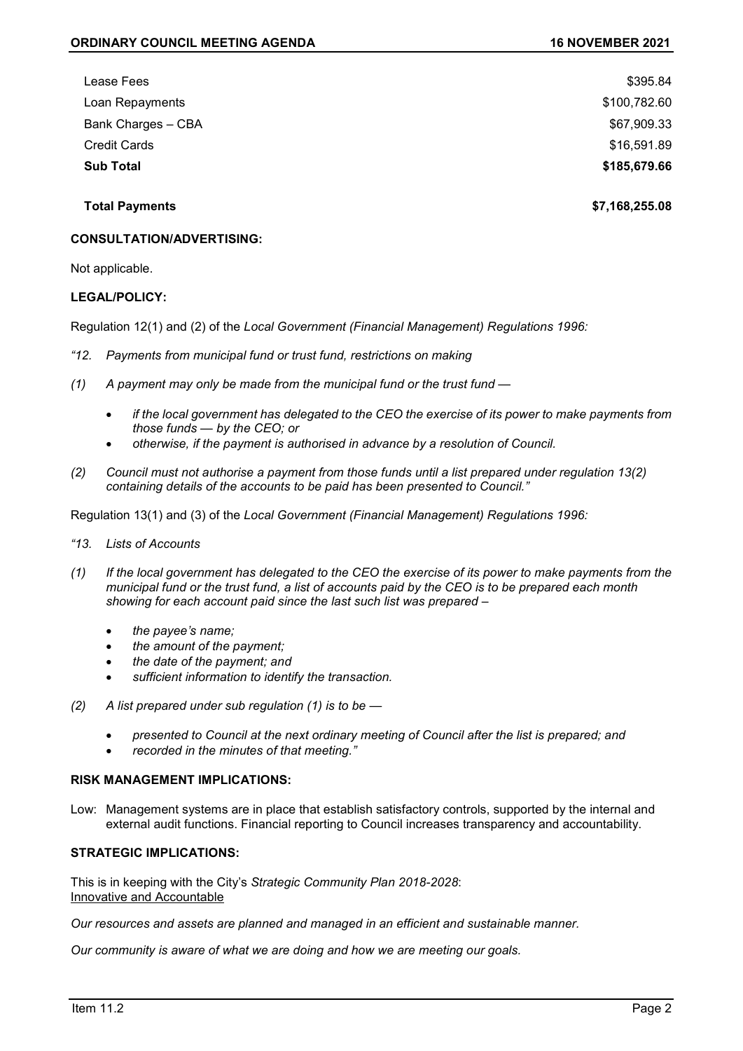| | |
|---|---|
| Lease Fees | \$395.84 |
| Loan Repayments | \$100,782.60 |
| Bank Charges – CBA | \$67,909.33 |
| Credit Cards | \$16,591.89 |
| **Sub Total** | **\$185,679.66** |
| | |
| **Total Payments** | **\$7,168,255.08** |

**CONSULTATION/ADVERTISING:**

Not applicable.

**LEGAL/POLICY:**

Regulation 12(1) and (2) of the *Local Government (Financial Management) Regulations 1996:*

*"12. Payments from municipal fund or trust fund, restrictions on making*

*(1) A payment may only be made from the municipal fund or the trust fund —*

- *if the local government has delegated to the CEO the exercise of its power to make payments from those funds — by the CEO; or*
- *otherwise, if the payment is authorised in advance by a resolution of Council.*

*(2) Council must not authorise a payment from those funds until a list prepared under regulation 13(2) containing details of the accounts to be paid has been presented to Council."*

Regulation 13(1) and (3) of the *Local Government (Financial Management) Regulations 1996:*

*"13. Lists of Accounts*

*(1) If the local government has delegated to the CEO the exercise of its power to make payments from the municipal fund or the trust fund, a list of accounts paid by the CEO is to be prepared each month showing for each account paid since the last such list was prepared –*

- *the payee's name;*
- *the amount of the payment;*
- *the date of the payment; and*
- *sufficient information to identify the transaction.*

*(2) A list prepared under sub regulation (1) is to be —*

- *presented to Council at the next ordinary meeting of Council after the list is prepared; and*
- *recorded in the minutes of that meeting."*

**RISK MANAGEMENT IMPLICATIONS:**

Low: Management systems are in place that establish satisfactory controls, supported by the internal and external audit functions. Financial reporting to Council increases transparency and accountability.

**STRATEGIC IMPLICATIONS:**

This is in keeping with the City's *Strategic Community Plan 2018-2028*:
Innovative and Accountable

*Our resources and assets are planned and managed in an efficient and sustainable manner.*

*Our community is aware of what we are doing and how we are meeting our goals.*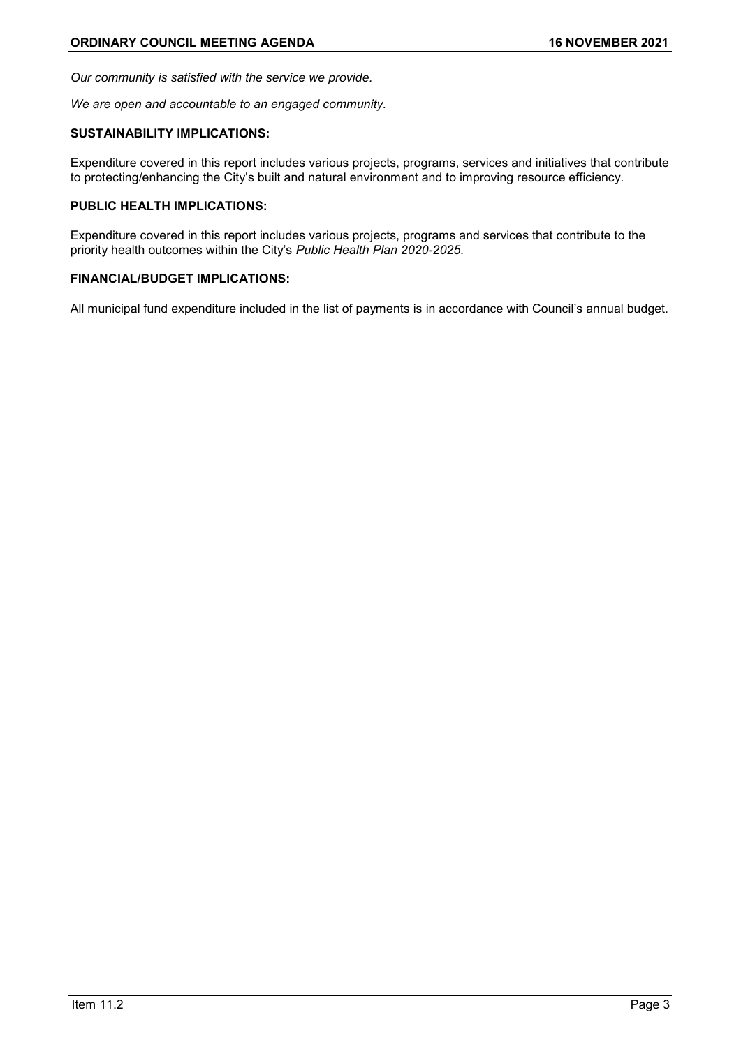*Our community is satisfied with the service we provide.*

*We are open and accountable to an engaged community.*

**SUSTAINABILITY IMPLICATIONS:**

Expenditure covered in this report includes various projects, programs, services and initiatives that contribute to protecting/enhancing the City's built and natural environment and to improving resource efficiency.

**PUBLIC HEALTH IMPLICATIONS:**

Expenditure covered in this report includes various projects, programs and services that contribute to the priority health outcomes within the City's *Public Health Plan 2020-2025.*

**FINANCIAL/BUDGET IMPLICATIONS:**

All municipal fund expenditure included in the list of payments is in accordance with Council's annual budget.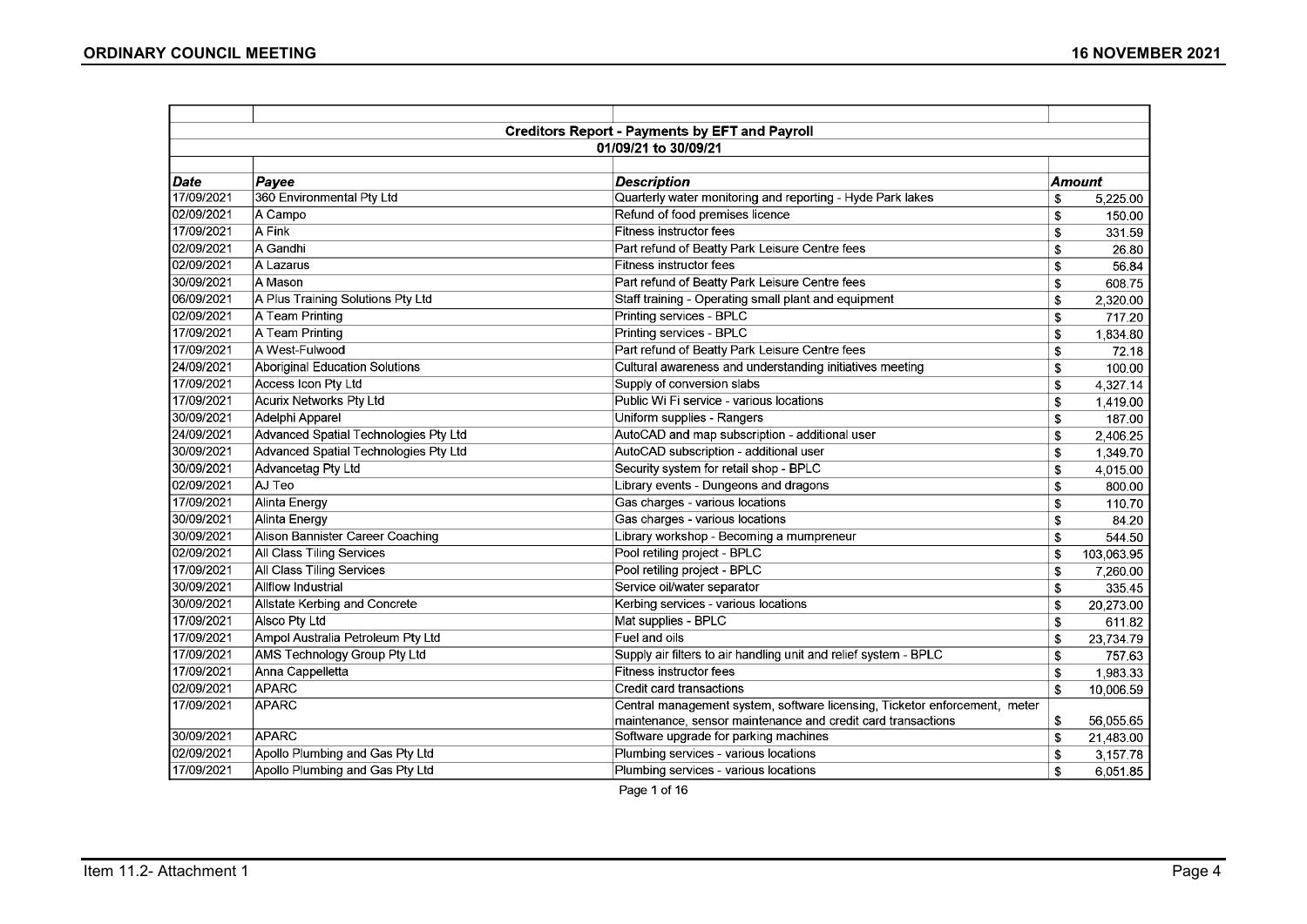**Creditors Report - Payments by EFT and Payroll**

01/09/21 to 30/09/21

| Date | Payee | Description | Amount |
|---|---|---|---|
| 17/09/2021 | 360 Environmental Pty Ltd | Quarterly water monitoring and reporting - Hyde Park lakes | $ 5,225.00 |
| 02/09/2021 | A Campo | Refund of food premises licence | $ 150.00 |
| 17/09/2021 | A Fink | Fitness instructor fees | $ 331.59 |
| 02/09/2021 | A Gandhi | Part refund of Beatty Park Leisure Centre fees | $ 26.80 |
| 02/09/2021 | A Lazarus | Fitness instructor fees | $ 56.84 |
| 30/09/2021 | A Mason | Part refund of Beatty Park Leisure Centre fees | $ 608.75 |
| 06/09/2021 | A Plus Training Solutions Pty Ltd | Staff training - Operating small plant and equipment | $ 2,320.00 |
| 02/09/2021 | A Team Printing | Printing services - BPLC | $ 717.20 |
| 17/09/2021 | A Team Printing | Printing services - BPLC | $ 1,834.80 |
| 17/09/2021 | A West-Fulwood | Part refund of Beatty Park Leisure Centre fees | $ 72.18 |
| 24/09/2021 | Aboriginal Education Solutions | Cultural awareness and understanding initiatives meeting | $ 100.00 |
| 17/09/2021 | Access Icon Pty Ltd | Supply of conversion slabs | $ 4,327.14 |
| 17/09/2021 | Acurix Networks Pty Ltd | Public Wi Fi service - various locations | $ 1,419.00 |
| 30/09/2021 | Adelphi Apparel | Uniform supplies - Rangers | $ 187.00 |
| 24/09/2021 | Advanced Spatial Technologies Pty Ltd | AutoCAD and map subscription - additional user | $ 2,406.25 |
| 30/09/2021 | Advanced Spatial Technologies Pty Ltd | AutoCAD subscription - additional user | $ 1,349.70 |
| 30/09/2021 | Advancetag Pty Ltd | Security system for retail shop - BPLC | $ 4,015.00 |
| 02/09/2021 | AJ Teo | Library events - Dungeons and dragons | $ 800.00 |
| 17/09/2021 | Alinta Energy | Gas charges - various locations | $ 110.70 |
| 30/09/2021 | Alinta Energy | Gas charges - various locations | $ 84.20 |
| 30/09/2021 | Alison Bannister Career Coaching | Library workshop - Becoming a mumpreneur | $ 544.50 |
| 02/09/2021 | All Class Tiling Services | Pool retiling project - BPLC | $ 103,063.95 |
| 17/09/2021 | All Class Tiling Services | Pool retiling project - BPLC | $ 7,260.00 |
| 30/09/2021 | Allflow Industrial | Service oil/water separator | $ 335.45 |
| 30/09/2021 | Allstate Kerbing and Concrete | Kerbing services - various locations | $ 20,273.00 |
| 17/09/2021 | Alsco Pty Ltd | Mat supplies - BPLC | $ 611.82 |
| 17/09/2021 | Ampol Australia Petroleum Pty Ltd | Fuel and oils | $ 23,734.79 |
| 17/09/2021 | AMS Technology Group Pty Ltd | Supply air filters to air handling unit and relief system - BPLC | $ 757.63 |
| 17/09/2021 | Anna Cappelletta | Fitness instructor fees | $ 1,983.33 |
| 02/09/2021 | APARC | Credit card transactions | $ 10,006.59 |
| 17/09/2021 | APARC | Central management system, software licensing, Ticketor enforcement, meter maintenance, sensor maintenance and credit card transactions | $ 56,055.65 |
| 30/09/2021 | APARC | Software upgrade for parking machines | $ 21,483.00 |
| 02/09/2021 | Apollo Plumbing and Gas Pty Ltd | Plumbing services - various locations | $ 3,157.78 |
| 17/09/2021 | Apollo Plumbing and Gas Pty Ltd | Plumbing services - various locations | $ 6,051.85 |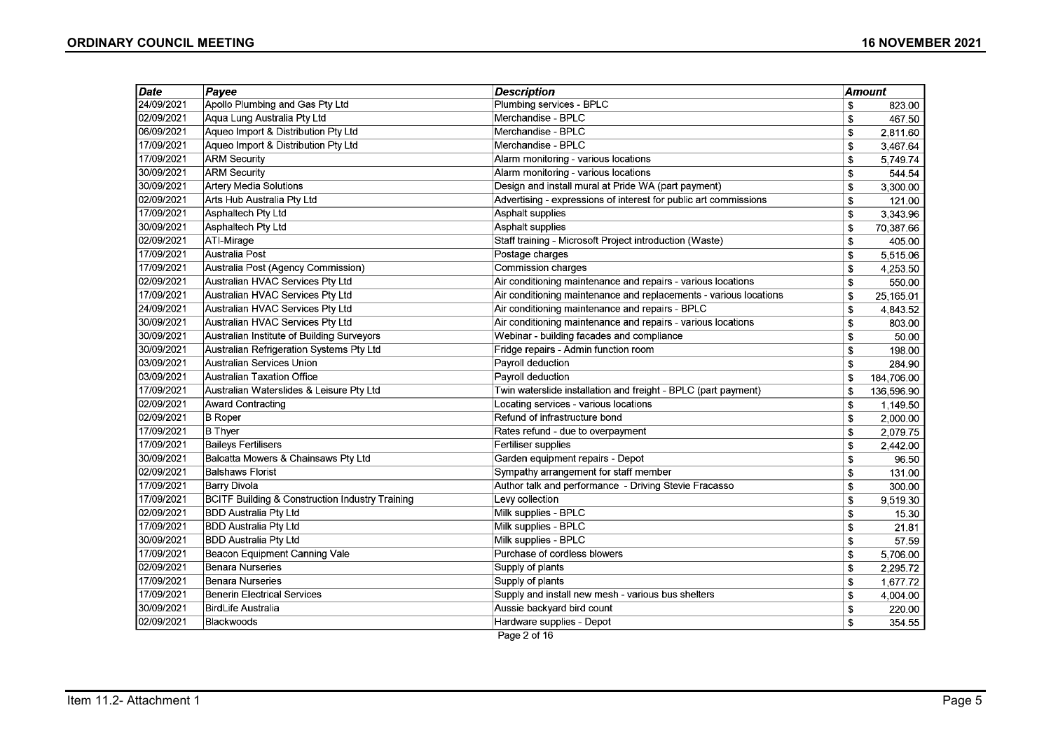| Date | Payee | Description | Amount |
|---|---|---|---|
| 24/09/2021 | Apollo Plumbing and Gas Pty Ltd | Plumbing services - BPLC | $ 823.00 |
| 02/09/2021 | Aqua Lung Australia Pty Ltd | Merchandise - BPLC | $ 467.50 |
| 06/09/2021 | Aqueo Import & Distribution Pty Ltd | Merchandise - BPLC | $ 2,811.60 |
| 17/09/2021 | Aqueo Import & Distribution Pty Ltd | Merchandise - BPLC | $ 3,467.64 |
| 17/09/2021 | ARM Security | Alarm monitoring - various locations | $ 5,749.74 |
| 30/09/2021 | ARM Security | Alarm monitoring - various locations | $ 544.54 |
| 30/09/2021 | Artery Media Solutions | Design and install mural at Pride WA (part payment) | $ 3,300.00 |
| 02/09/2021 | Arts Hub Australia Pty Ltd | Advertising - expressions of interest for public art commissions | $ 121.00 |
| 17/09/2021 | Asphaltech Pty Ltd | Asphalt supplies | $ 3,343.96 |
| 30/09/2021 | Asphaltech Pty Ltd | Asphalt supplies | $ 70,387.66 |
| 02/09/2021 | ATI-Mirage | Staff training - Microsoft Project introduction (Waste) | $ 405.00 |
| 17/09/2021 | Australia Post | Postage charges | $ 5,515.06 |
| 17/09/2021 | Australia Post (Agency Commission) | Commission charges | $ 4,253.50 |
| 02/09/2021 | Australian HVAC Services Pty Ltd | Air conditioning maintenance and repairs - various locations | $ 550.00 |
| 17/09/2021 | Australian HVAC Services Pty Ltd | Air conditioning maintenance and replacements - various locations | $ 25,165.01 |
| 24/09/2021 | Australian HVAC Services Pty Ltd | Air conditioning maintenance and repairs - BPLC | $ 4,843.52 |
| 30/09/2021 | Australian HVAC Services Pty Ltd | Air conditioning maintenance and repairs - various locations | $ 803.00 |
| 30/09/2021 | Australian Institute of Building Surveyors | Webinar - building facades and compliance | $ 50.00 |
| 30/09/2021 | Australian Refrigeration Systems Pty Ltd | Fridge repairs - Admin function room | $ 198.00 |
| 03/09/2021 | Australian Services Union | Payroll deduction | $ 284.90 |
| 03/09/2021 | Australian Taxation Office | Payroll deduction | $ 184,706.00 |
| 17/09/2021 | Australian Waterslides & Leisure Pty Ltd | Twin waterslide installation and freight - BPLC (part payment) | $ 136,596.90 |
| 02/09/2021 | Award Contracting | Locating services - various locations | $ 1,149.50 |
| 02/09/2021 | B Roper | Refund of infrastructure bond | $ 2,000.00 |
| 17/09/2021 | B Thyer | Rates refund - due to overpayment | $ 2,079.75 |
| 17/09/2021 | Baileys Fertilisers | Fertiliser supplies | $ 2,442.00 |
| 30/09/2021 | Balcatta Mowers & Chainsaws Pty Ltd | Garden equipment repairs - Depot | $ 96.50 |
| 02/09/2021 | Balshaws Florist | Sympathy arrangement for staff member | $ 131.00 |
| 17/09/2021 | Barry Divola | Author talk and performance - Driving Stevie Fracasso | $ 300.00 |
| 17/09/2021 | BCITF Building & Construction Industry Training | Levy collection | $ 9,519.30 |
| 02/09/2021 | BDD Australia Pty Ltd | Milk supplies - BPLC | $ 15.30 |
| 17/09/2021 | BDD Australia Pty Ltd | Milk supplies - BPLC | $ 21.81 |
| 30/09/2021 | BDD Australia Pty Ltd | Milk supplies - BPLC | $ 57.59 |
| 17/09/2021 | Beacon Equipment Canning Vale | Purchase of cordless blowers | $ 5,706.00 |
| 02/09/2021 | Benara Nurseries | Supply of plants | $ 2,295.72 |
| 17/09/2021 | Benara Nurseries | Supply of plants | $ 1,677.72 |
| 17/09/2021 | Benerin Electrical Services | Supply and install new mesh - various bus shelters | $ 4,004.00 |
| 30/09/2021 | BirdLife Australia | Aussie backyard bird count | $ 220.00 |
| 02/09/2021 | Blackwoods | Hardware supplies - Depot | $ 354.55 |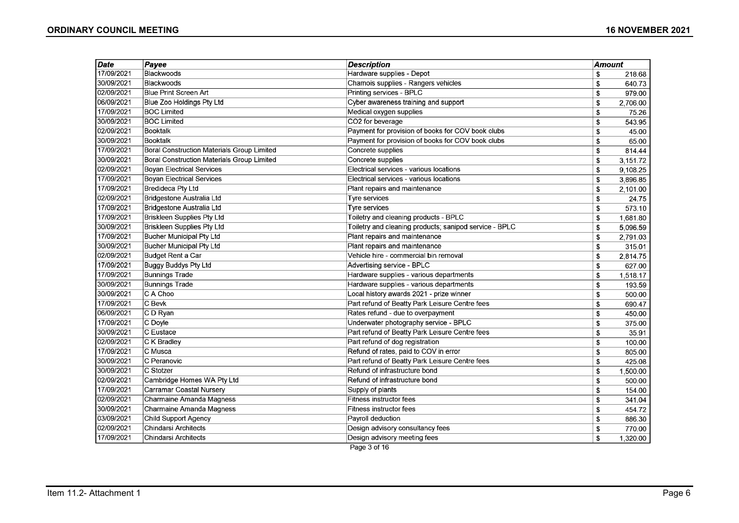| Date | Payee | Description | Amount |
|---|---|---|---|
| 17/09/2021 | Blackwoods | Hardware supplies - Depot | $ 218.68 |
| 30/09/2021 | Blackwoods | Chamois supplies - Rangers vehicles | $ 640.73 |
| 02/09/2021 | Blue Print Screen Art | Printing services - BPLC | $ 979.00 |
| 06/09/2021 | Blue Zoo Holdings Pty Ltd | Cyber awareness training and support | $ 2,706.00 |
| 17/09/2021 | BOC Limited | Medical oxygen supplies | $ 75.26 |
| 30/09/2021 | BOC Limited | CO2 for beverage | $ 543.95 |
| 02/09/2021 | Booktalk | Payment for provision of books for COV book clubs | $ 45.00 |
| 30/09/2021 | Booktalk | Payment for provision of books for COV book clubs | $ 65.00 |
| 17/09/2021 | Boral Construction Materials Group Limited | Concrete supplies | $ 814.44 |
| 30/09/2021 | Boral Construction Materials Group Limited | Concrete supplies | $ 3,151.72 |
| 02/09/2021 | Boyan Electrical Services | Electrical services - various locations | $ 9,108.25 |
| 17/09/2021 | Boyan Electrical Services | Electrical services - various locations | $ 3,896.85 |
| 17/09/2021 | Bredideca Pty Ltd | Plant repairs and maintenance | $ 2,101.00 |
| 02/09/2021 | Bridgestone Australia Ltd | Tyre services | $ 24.75 |
| 17/09/2021 | Bridgestone Australia Ltd | Tyre services | $ 573.10 |
| 17/09/2021 | Briskleen Supplies Pty Ltd | Toiletry and cleaning products - BPLC | $ 1,681.80 |
| 30/09/2021 | Briskleen Supplies Pty Ltd | Toiletry and cleaning products; sanipod service - BPLC | $ 5,096.59 |
| 17/09/2021 | Bucher Municipal Pty Ltd | Plant repairs and maintenance | $ 2,791.03 |
| 30/09/2021 | Bucher Municipal Pty Ltd | Plant repairs and maintenance | $ 315.01 |
| 02/09/2021 | Budget Rent a Car | Vehicle hire - commercial bin removal | $ 2,814.75 |
| 17/09/2021 | Buggy Buddys Pty Ltd | Advertising service - BPLC | $ 627.00 |
| 17/09/2021 | Bunnings Trade | Hardware supplies - various departments | $ 1,518.17 |
| 30/09/2021 | Bunnings Trade | Hardware supplies - various departments | $ 193.59 |
| 30/09/2021 | C A Choo | Local history awards 2021 - prize winner | $ 500.00 |
| 17/09/2021 | C Bevk | Part refund of Beatty Park Leisure Centre fees | $ 690.47 |
| 06/09/2021 | C D Ryan | Rates refund - due to overpayment | $ 450.00 |
| 17/09/2021 | C Doyle | Underwater photography service - BPLC | $ 375.00 |
| 30/09/2021 | C Eustace | Part refund of Beatty Park Leisure Centre fees | $ 35.91 |
| 02/09/2021 | C K Bradley | Part refund of dog registration | $ 100.00 |
| 17/09/2021 | C Musca | Refund of rates, paid to COV in error | $ 805.00 |
| 30/09/2021 | C Peranovic | Part refund of Beatty Park Leisure Centre fees | $ 425.08 |
| 30/09/2021 | C Stotzer | Refund of infrastructure bond | $ 1,500.00 |
| 02/09/2021 | Cambridge Homes WA Pty Ltd | Refund of infrastructure bond | $ 500.00 |
| 17/09/2021 | Carramar Coastal Nursery | Supply of plants | $ 154.00 |
| 02/09/2021 | Charmaine Amanda Magness | Fitness instructor fees | $ 341.04 |
| 30/09/2021 | Charmaine Amanda Magness | Fitness instructor fees | $ 454.72 |
| 03/09/2021 | Child Support Agency | Payroll deduction | $ 886.30 |
| 02/09/2021 | Chindarsi Architects | Design advisory consultancy fees | $ 770.00 |
| 17/09/2021 | Chindarsi Architects | Design advisory meeting fees | $ 1,320.00 |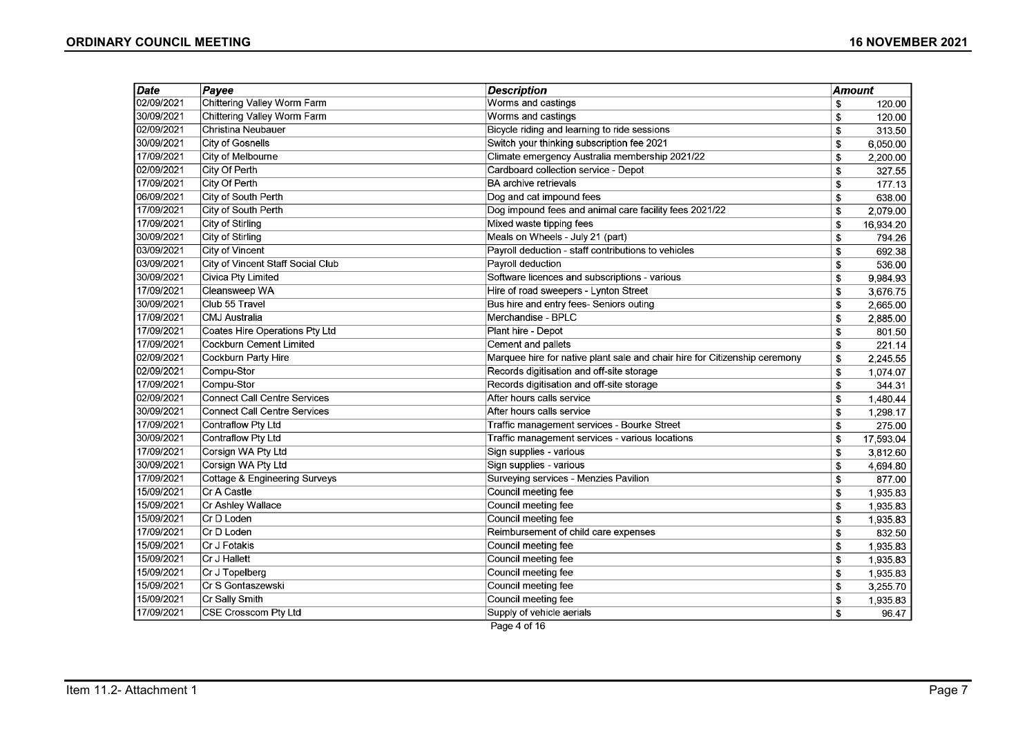| Date | Payee | Description | Amount |
|---|---|---|---|
| 02/09/2021 | Chittering Valley Worm Farm | Worms and castings | $ 120.00 |
| 30/09/2021 | Chittering Valley Worm Farm | Worms and castings | $ 120.00 |
| 02/09/2021 | Christina Neubauer | Bicycle riding and learning to ride sessions | $ 313.50 |
| 30/09/2021 | City of Gosnells | Switch your thinking subscription fee 2021 | $ 6,050.00 |
| 17/09/2021 | City of Melbourne | Climate emergency Australia membership 2021/22 | $ 2,200.00 |
| 02/09/2021 | City Of Perth | Cardboard collection service - Depot | $ 327.55 |
| 17/09/2021 | City Of Perth | BA archive retrievals | $ 177.13 |
| 06/09/2021 | City of South Perth | Dog and cat impound fees | $ 638.00 |
| 17/09/2021 | City of South Perth | Dog impound fees and animal care facility fees 2021/22 | $ 2,079.00 |
| 17/09/2021 | City of Stirling | Mixed waste tipping fees | $ 16,934.20 |
| 30/09/2021 | City of Stirling | Meals on Wheels - July 21 (part) | $ 794.26 |
| 03/09/2021 | City of Vincent | Payroll deduction - staff contributions to vehicles | $ 692.38 |
| 03/09/2021 | City of Vincent Staff Social Club | Payroll deduction | $ 536.00 |
| 30/09/2021 | Civica Pty Limited | Software licences and subscriptions - various | $ 9,984.93 |
| 17/09/2021 | Cleansweep WA | Hire of road sweepers - Lynton Street | $ 3,676.75 |
| 30/09/2021 | Club 55 Travel | Bus hire and entry fees- Seniors outing | $ 2,665.00 |
| 17/09/2021 | CMJ Australia | Merchandise - BPLC | $ 2,885.00 |
| 17/09/2021 | Coates Hire Operations Pty Ltd | Plant hire - Depot | $ 801.50 |
| 17/09/2021 | Cockburn Cement Limited | Cement and pallets | $ 221.14 |
| 02/09/2021 | Cockburn Party Hire | Marquee hire for native plant sale and chair hire for Citizenship ceremony | $ 2,245.55 |
| 02/09/2021 | Compu-Stor | Records digitisation and off-site storage | $ 1,074.07 |
| 17/09/2021 | Compu-Stor | Records digitisation and off-site storage | $ 344.31 |
| 02/09/2021 | Connect Call Centre Services | After hours calls service | $ 1,480.44 |
| 30/09/2021 | Connect Call Centre Services | After hours calls service | $ 1,298.17 |
| 17/09/2021 | Contraflow Pty Ltd | Traffic management services - Bourke Street | $ 275.00 |
| 30/09/2021 | Contraflow Pty Ltd | Traffic management services - various locations | $ 17,593.04 |
| 17/09/2021 | Corsign WA Pty Ltd | Sign supplies - various | $ 3,812.60 |
| 30/09/2021 | Corsign WA Pty Ltd | Sign supplies - various | $ 4,694.80 |
| 17/09/2021 | Cottage & Engineering Surveys | Surveying services - Menzies Pavilion | $ 877.00 |
| 15/09/2021 | Cr A Castle | Council meeting fee | $ 1,935.83 |
| 15/09/2021 | Cr Ashley Wallace | Council meeting fee | $ 1,935.83 |
| 15/09/2021 | Cr D Loden | Council meeting fee | $ 1,935.83 |
| 17/09/2021 | Cr D Loden | Reimbursement of child care expenses | $ 832.50 |
| 15/09/2021 | Cr J Fotakis | Council meeting fee | $ 1,935.83 |
| 15/09/2021 | Cr J Hallett | Council meeting fee | $ 1,935.83 |
| 15/09/2021 | Cr J Topelberg | Council meeting fee | $ 1,935.83 |
| 15/09/2021 | Cr S Gontaszewski | Council meeting fee | $ 3,255.70 |
| 15/09/2021 | Cr Sally Smith | Council meeting fee | $ 1,935.83 |
| 17/09/2021 | CSE Crosscom Pty Ltd | Supply of vehicle aerials | $ 96.47 |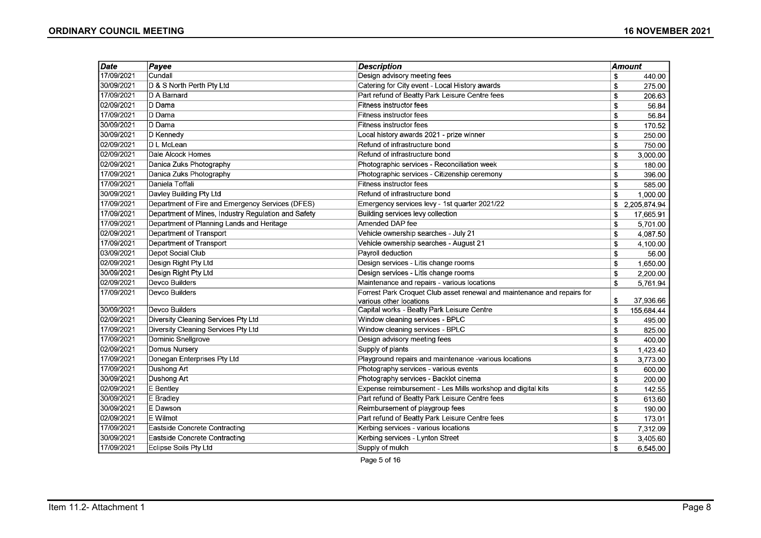| Date | Payee | Description | Amount |
|---|---|---|---|
| 17/09/2021 | Cundall | Design advisory meeting fees | $ 440.00 |
| 30/09/2021 | D & S North Perth Pty Ltd | Catering for City event - Local History awards | $ 275.00 |
| 17/09/2021 | D A Barnard | Part refund of Beatty Park Leisure Centre fees | $ 206.63 |
| 02/09/2021 | D Dama | Fitness instructor fees | $ 56.84 |
| 17/09/2021 | D Dama | Fitness instructor fees | $ 56.84 |
| 30/09/2021 | D Dama | Fitness instructor fees | $ 170.52 |
| 30/09/2021 | D Kennedy | Local history awards 2021 - prize winner | $ 250.00 |
| 02/09/2021 | D L McLean | Refund of infrastructure bond | $ 750.00 |
| 02/09/2021 | Dale Alcock Homes | Refund of infrastructure bond | $ 3,000.00 |
| 02/09/2021 | Danica Zuks Photography | Photographic services - Reconciliation week | $ 180.00 |
| 17/09/2021 | Danica Zuks Photography | Photographic services - Citizenship ceremony | $ 396.00 |
| 17/09/2021 | Daniela Toffali | Fitness instructor fees | $ 585.00 |
| 30/09/2021 | Davley Building Pty Ltd | Refund of infrastructure bond | $ 1,000.00 |
| 17/09/2021 | Department of Fire and Emergency Services (DFES) | Emergency services levy - 1st quarter 2021/22 | $ 2,205,874.94 |
| 17/09/2021 | Department of Mines, Industry Regulation and Safety | Building services levy collection | $ 17,665.91 |
| 17/09/2021 | Department of Planning Lands and Heritage | Amended DAP fee | $ 5,701.00 |
| 02/09/2021 | Department of Transport | Vehicle ownership searches - July 21 | $ 4,087.50 |
| 17/09/2021 | Department of Transport | Vehicle ownership searches - August 21 | $ 4,100.00 |
| 03/09/2021 | Depot Social Club | Payroll deduction | $ 56.00 |
| 02/09/2021 | Design Right Pty Ltd | Design services - Litis change rooms | $ 1,650.00 |
| 30/09/2021 | Design Right Pty Ltd | Design services - Litis change rooms | $ 2,200.00 |
| 02/09/2021 | Devco Builders | Maintenance and repairs - various locations | $ 5,761.94 |
| 17/09/2021 | Devco Builders | Forrest Park Croquet Club asset renewal and maintenance and repairs for various other locations | $ 37,936.66 |
| 30/09/2021 | Devco Builders | Capital works - Beatty Park Leisure Centre | $ 155,684.44 |
| 02/09/2021 | Diversity Cleaning Services Pty Ltd | Window cleaning services - BPLC | $ 495.00 |
| 17/09/2021 | Diversity Cleaning Services Pty Ltd | Window cleaning services - BPLC | $ 825.00 |
| 17/09/2021 | Dominic Snellgrove | Design advisory meeting fees | $ 400.00 |
| 02/09/2021 | Domus Nursery | Supply of plants | $ 1,423.40 |
| 17/09/2021 | Donegan Enterprises Pty Ltd | Playground repairs and maintenance -various locations | $ 3,773.00 |
| 17/09/2021 | Dushong Art | Photography services - various events | $ 600.00 |
| 30/09/2021 | Dushong Art | Photography services - Backlot cinema | $ 200.00 |
| 02/09/2021 | E Bentley | Expense reimbursement - Les Mills workshop and digital kits | $ 142.55 |
| 30/09/2021 | E Bradley | Part refund of Beatty Park Leisure Centre fees | $ 613.60 |
| 30/09/2021 | E Dawson | Reimbursement of playgroup fees | $ 190.00 |
| 02/09/2021 | E Wilmot | Part refund of Beatty Park Leisure Centre fees | $ 173.01 |
| 17/09/2021 | Eastside Concrete Contracting | Kerbing services - various locations | $ 7,312.09 |
| 30/09/2021 | Eastside Concrete Contracting | Kerbing services - Lynton Street | $ 3,405.60 |
| 17/09/2021 | Eclipse Soils Pty Ltd | Supply of mulch | $ 6,545.00 |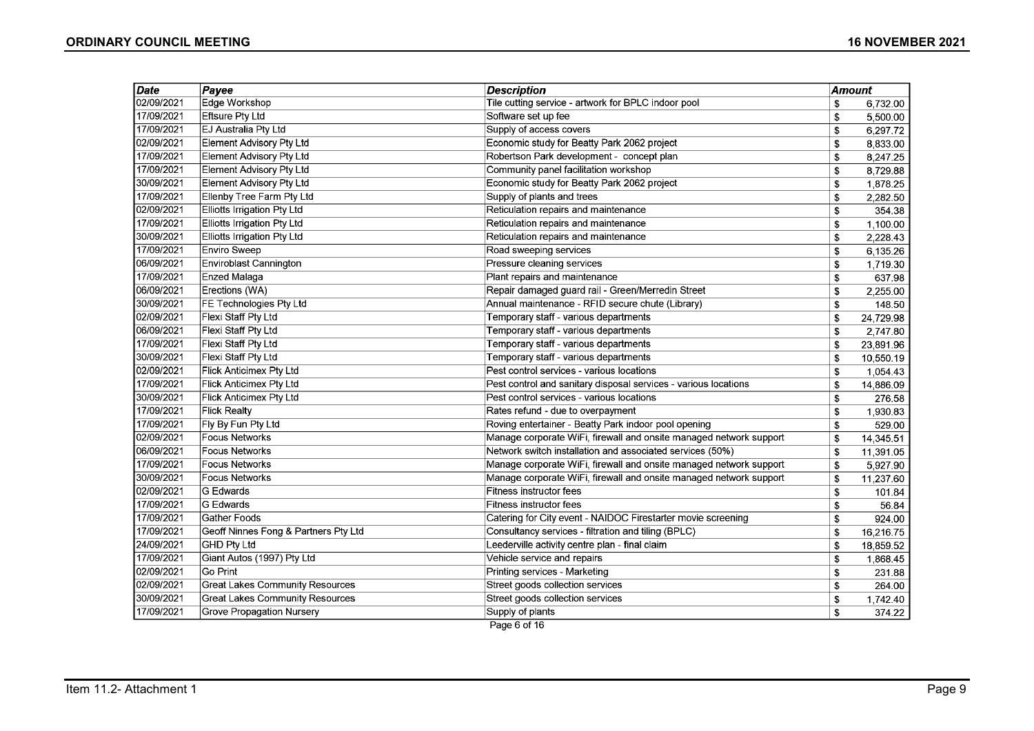| Date | Payee | Description | Amount |
|---|---|---|---|
| 02/09/2021 | Edge Workshop | Tile cutting service - artwork for BPLC indoor pool | $ 6,732.00 |
| 17/09/2021 | Eftsure Pty Ltd | Software set up fee | $ 5,500.00 |
| 17/09/2021 | EJ Australia Pty Ltd | Supply of access covers | $ 6,297.72 |
| 02/09/2021 | Element Advisory Pty Ltd | Economic study for Beatty Park 2062 project | $ 8,833.00 |
| 17/09/2021 | Element Advisory Pty Ltd | Robertson Park development - concept plan | $ 8,247.25 |
| 17/09/2021 | Element Advisory Pty Ltd | Community panel facilitation workshop | $ 8,729.88 |
| 30/09/2021 | Element Advisory Pty Ltd | Economic study for Beatty Park 2062 project | $ 1,878.25 |
| 17/09/2021 | Ellenby Tree Farm Pty Ltd | Supply of plants and trees | $ 2,282.50 |
| 02/09/2021 | Elliotts Irrigation Pty Ltd | Reticulation repairs and maintenance | $ 354.38 |
| 17/09/2021 | Elliotts Irrigation Pty Ltd | Reticulation repairs and maintenance | $ 1,100.00 |
| 30/09/2021 | Elliotts Irrigation Pty Ltd | Reticulation repairs and maintenance | $ 2,228.43 |
| 17/09/2021 | Enviro Sweep | Road sweeping services | $ 6,135.26 |
| 06/09/2021 | Enviroblast Cannington | Pressure cleaning services | $ 1,719.30 |
| 17/09/2021 | Enzed Malaga | Plant repairs and maintenance | $ 637.98 |
| 06/09/2021 | Erections (WA) | Repair damaged guard rail - Green/Merredin Street | $ 2,255.00 |
| 30/09/2021 | FE Technologies Pty Ltd | Annual maintenance - RFID secure chute (Library) | $ 148.50 |
| 02/09/2021 | Flexi Staff Pty Ltd | Temporary staff - various departments | $ 24,729.98 |
| 06/09/2021 | Flexi Staff Pty Ltd | Temporary staff - various departments | $ 2,747.80 |
| 17/09/2021 | Flexi Staff Pty Ltd | Temporary staff - various departments | $ 23,891.96 |
| 30/09/2021 | Flexi Staff Pty Ltd | Temporary staff - various departments | $ 10,550.19 |
| 02/09/2021 | Flick Anticimex Pty Ltd | Pest control services - various locations | $ 1,054.43 |
| 17/09/2021 | Flick Anticimex Pty Ltd | Pest control and sanitary disposal services - various locations | $ 14,886.09 |
| 30/09/2021 | Flick Anticimex Pty Ltd | Pest control services - various locations | $ 276.58 |
| 17/09/2021 | Flick Realty | Rates refund - due to overpayment | $ 1,930.83 |
| 17/09/2021 | Fly By Fun Pty Ltd | Roving entertainer - Beatty Park indoor pool opening | $ 529.00 |
| 02/09/2021 | Focus Networks | Manage corporate WiFi, firewall and onsite managed network support | $ 14,345.51 |
| 06/09/2021 | Focus Networks | Network switch installation and associated services (50%) | $ 11,391.05 |
| 17/09/2021 | Focus Networks | Manage corporate WiFi, firewall and onsite managed network support | $ 5,927.90 |
| 30/09/2021 | Focus Networks | Manage corporate WiFi, firewall and onsite managed network support | $ 11,237.60 |
| 02/09/2021 | G Edwards | Fitness instructor fees | $ 101.84 |
| 17/09/2021 | G Edwards | Fitness instructor fees | $ 56.84 |
| 17/09/2021 | Gather Foods | Catering for City event - NAIDOC Firestarter movie screening | $ 924.00 |
| 17/09/2021 | Geoff Ninnes Fong & Partners Pty Ltd | Consultancy services - filtration and tiling (BPLC) | $ 16,216.75 |
| 24/09/2021 | GHD Pty Ltd | Leederville activity centre plan - final claim | $ 18,859.52 |
| 17/09/2021 | Giant Autos (1997) Pty Ltd | Vehicle service and repairs | $ 1,868.45 |
| 02/09/2021 | Go Print | Printing services - Marketing | $ 231.88 |
| 02/09/2021 | Great Lakes Community Resources | Street goods collection services | $ 264.00 |
| 30/09/2021 | Great Lakes Community Resources | Street goods collection services | $ 1,742.40 |
| 17/09/2021 | Grove Propagation Nursery | Supply of plants | $ 374.22 |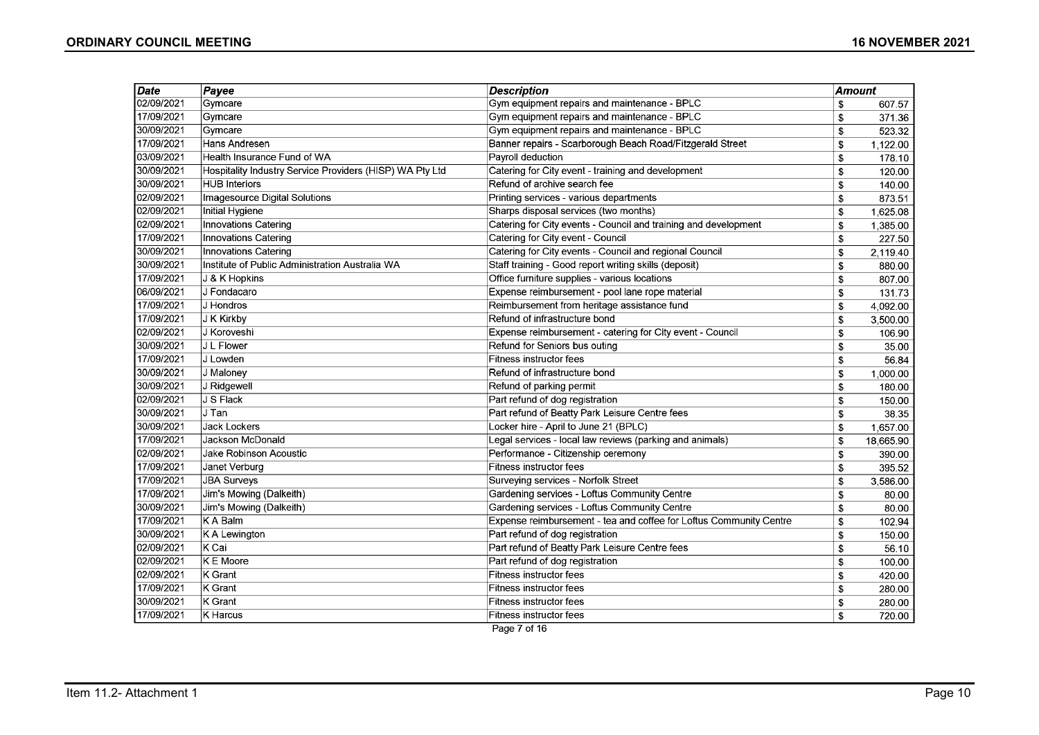| Date | Payee | Description | Amount |
|---|---|---|---|
| 02/09/2021 | Gymcare | Gym equipment repairs and maintenance - BPLC | $ 607.57 |
| 17/09/2021 | Gymcare | Gym equipment repairs and maintenance - BPLC | $ 371.36 |
| 30/09/2021 | Gymcare | Gym equipment repairs and maintenance - BPLC | $ 523.32 |
| 17/09/2021 | Hans Andresen | Banner repairs - Scarborough Beach Road/Fitzgerald Street | $ 1,122.00 |
| 03/09/2021 | Health Insurance Fund of WA | Payroll deduction | $ 178.10 |
| 30/09/2021 | Hospitality Industry Service Providers (HISP) WA Pty Ltd | Catering for City event - training and development | $ 120.00 |
| 30/09/2021 | HUB Interiors | Refund of archive search fee | $ 140.00 |
| 02/09/2021 | Imagesource Digital Solutions | Printing services - various departments | $ 873.51 |
| 02/09/2021 | Initial Hygiene | Sharps disposal services (two months) | $ 1,625.08 |
| 02/09/2021 | Innovations Catering | Catering for City events - Council and training and development | $ 1,385.00 |
| 17/09/2021 | Innovations Catering | Catering for City event - Council | $ 227.50 |
| 30/09/2021 | Innovations Catering | Catering for City events - Council and regional Council | $ 2,119.40 |
| 30/09/2021 | Institute of Public Administration Australia WA | Staff training - Good report writing skills (deposit) | $ 880.00 |
| 17/09/2021 | J & K Hopkins | Office furniture supplies - various locations | $ 807.00 |
| 06/09/2021 | J Fondacaro | Expense reimbursement - pool lane rope material | $ 131.73 |
| 17/09/2021 | J Hondros | Reimbursement from heritage assistance fund | $ 4,092.00 |
| 17/09/2021 | J K Kirkby | Refund of infrastructure bond | $ 3,500.00 |
| 02/09/2021 | J Koroveshi | Expense reimbursement - catering for City event - Council | $ 106.90 |
| 30/09/2021 | J L Flower | Refund for Seniors bus outing | $ 35.00 |
| 17/09/2021 | J Lowden | Fitness instructor fees | $ 56.84 |
| 30/09/2021 | J Maloney | Refund of infrastructure bond | $ 1,000.00 |
| 30/09/2021 | J Ridgewell | Refund of parking permit | $ 180.00 |
| 02/09/2021 | J S Flack | Part refund of dog registration | $ 150.00 |
| 30/09/2021 | J Tan | Part refund of Beatty Park Leisure Centre fees | $ 38.35 |
| 30/09/2021 | Jack Lockers | Locker hire - April to June 21 (BPLC) | $ 1,657.00 |
| 17/09/2021 | Jackson McDonald | Legal services - local law reviews (parking and animals) | $ 18,665.90 |
| 02/09/2021 | Jake Robinson Acoustic | Performance - Citizenship ceremony | $ 390.00 |
| 17/09/2021 | Janet Verburg | Fitness instructor fees | $ 395.52 |
| 17/09/2021 | JBA Surveys | Surveying services - Norfolk Street | $ 3,586.00 |
| 17/09/2021 | Jim's Mowing (Dalkeith) | Gardening services - Loftus Community Centre | $ 80.00 |
| 30/09/2021 | Jim's Mowing (Dalkeith) | Gardening services - Loftus Community Centre | $ 80.00 |
| 17/09/2021 | K A Balm | Expense reimbursement - tea and coffee for Loftus Community Centre | $ 102.94 |
| 30/09/2021 | K A Lewington | Part refund of dog registration | $ 150.00 |
| 02/09/2021 | K Cai | Part refund of Beatty Park Leisure Centre fees | $ 56.10 |
| 02/09/2021 | K E Moore | Part refund of dog registration | $ 100.00 |
| 02/09/2021 | K Grant | Fitness instructor fees | $ 420.00 |
| 17/09/2021 | K Grant | Fitness instructor fees | $ 280.00 |
| 30/09/2021 | K Grant | Fitness instructor fees | $ 280.00 |
| 17/09/2021 | K Harcus | Fitness instructor fees | $ 720.00 |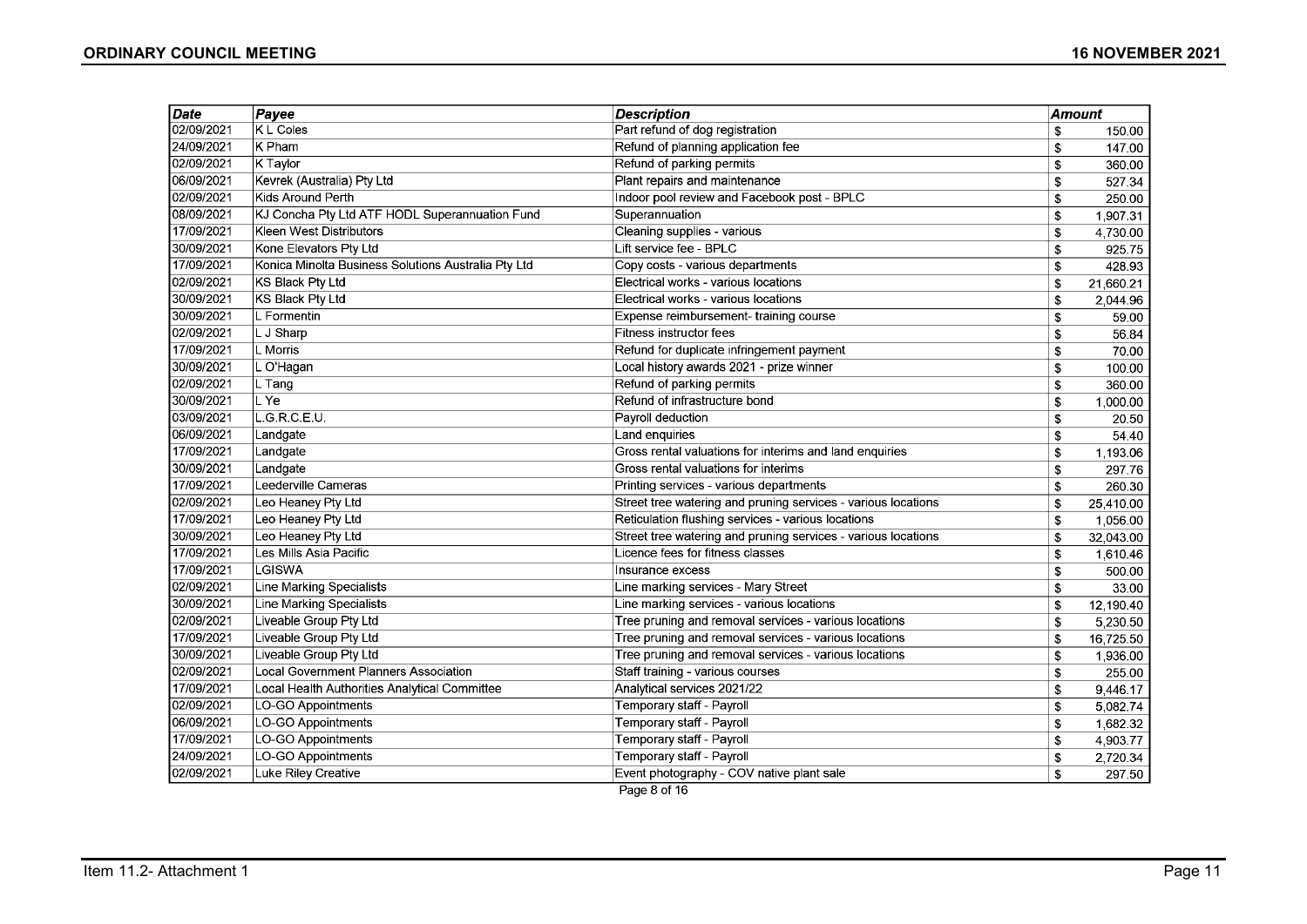| Date | Payee | Description | Amount |
|---|---|---|---|
| 02/09/2021 | K L Coles | Part refund of dog registration | $ 150.00 |
| 24/09/2021 | K Pham | Refund of planning application fee | $ 147.00 |
| 02/09/2021 | K Taylor | Refund of parking permits | $ 360.00 |
| 06/09/2021 | Kevrek (Australia) Pty Ltd | Plant repairs and maintenance | $ 527.34 |
| 02/09/2021 | Kids Around Perth | Indoor pool review and Facebook post - BPLC | $ 250.00 |
| 08/09/2021 | KJ Concha Pty Ltd ATF HODL Superannuation Fund | Superannuation | $ 1,907.31 |
| 17/09/2021 | Kleen West Distributors | Cleaning supplies - various | $ 4,730.00 |
| 30/09/2021 | Kone Elevators Pty Ltd | Lift service fee - BPLC | $ 925.75 |
| 17/09/2021 | Konica Minolta Business Solutions Australia Pty Ltd | Copy costs - various departments | $ 428.93 |
| 02/09/2021 | KS Black Pty Ltd | Electrical works - various locations | $ 21,660.21 |
| 30/09/2021 | KS Black Pty Ltd | Electrical works - various locations | $ 2,044.96 |
| 30/09/2021 | L Formentin | Expense reimbursement- training course | $ 59.00 |
| 02/09/2021 | L J Sharp | Fitness instructor fees | $ 56.84 |
| 17/09/2021 | L Morris | Refund for duplicate infringement payment | $ 70.00 |
| 30/09/2021 | L O'Hagan | Local history awards 2021 - prize winner | $ 100.00 |
| 02/09/2021 | L Tang | Refund of parking permits | $ 360.00 |
| 30/09/2021 | L Ye | Refund of infrastructure bond | $ 1,000.00 |
| 03/09/2021 | L.G.R.C.E.U. | Payroll deduction | $ 20.50 |
| 06/09/2021 | Landgate | Land enquiries | $ 54.40 |
| 17/09/2021 | Landgate | Gross rental valuations for interims and land enquiries | $ 1,193.06 |
| 30/09/2021 | Landgate | Gross rental valuations for interims | $ 297.76 |
| 17/09/2021 | Leederville Cameras | Printing services - various departments | $ 260.30 |
| 02/09/2021 | Leo Heaney Pty Ltd | Street tree watering and pruning services - various locations | $ 25,410.00 |
| 17/09/2021 | Leo Heaney Pty Ltd | Reticulation flushing services - various locations | $ 1,056.00 |
| 30/09/2021 | Leo Heaney Pty Ltd | Street tree watering and pruning services - various locations | $ 32,043.00 |
| 17/09/2021 | Les Mills Asia Pacific | Licence fees for fitness classes | $ 1,610.46 |
| 17/09/2021 | LGISWA | Insurance excess | $ 500.00 |
| 02/09/2021 | Line Marking Specialists | Line marking services - Mary Street | $ 33.00 |
| 30/09/2021 | Line Marking Specialists | Line marking services - various locations | $ 12,190.40 |
| 02/09/2021 | Liveable Group Pty Ltd | Tree pruning and removal services - various locations | $ 5,230.50 |
| 17/09/2021 | Liveable Group Pty Ltd | Tree pruning and removal services - various locations | $ 16,725.50 |
| 30/09/2021 | Liveable Group Pty Ltd | Tree pruning and removal services - various locations | $ 1,936.00 |
| 02/09/2021 | Local Government Planners Association | Staff training - various courses | $ 255.00 |
| 17/09/2021 | Local Health Authorities Analytical Committee | Analytical services 2021/22 | $ 9,446.17 |
| 02/09/2021 | LO-GO Appointments | Temporary staff - Payroll | $ 5,082.74 |
| 06/09/2021 | LO-GO Appointments | Temporary staff - Payroll | $ 1,682.32 |
| 17/09/2021 | LO-GO Appointments | Temporary staff - Payroll | $ 4,903.77 |
| 24/09/2021 | LO-GO Appointments | Temporary staff - Payroll | $ 2,720.34 |
| 02/09/2021 | Luke Riley Creative | Event photography - COV native plant sale | $ 297.50 |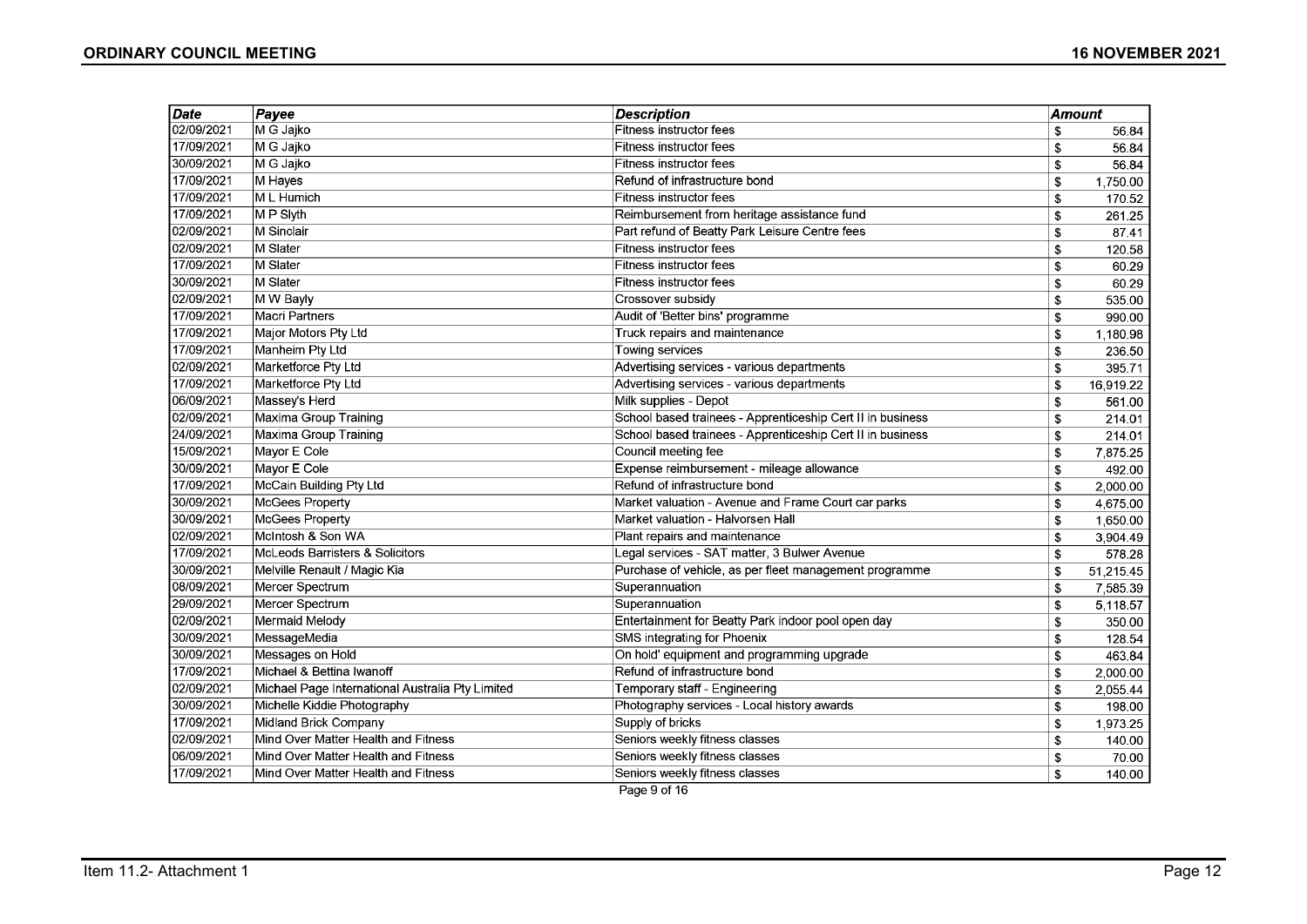| Date | Payee | Description | Amount |
|---|---|---|---|
| 02/09/2021 | M G Jajko | Fitness instructor fees | $ 56.84 |
| 17/09/2021 | M G Jajko | Fitness instructor fees | $ 56.84 |
| 30/09/2021 | M G Jajko | Fitness instructor fees | $ 56.84 |
| 17/09/2021 | M Hayes | Refund of infrastructure bond | $ 1,750.00 |
| 17/09/2021 | M L Humich | Fitness instructor fees | $ 170.52 |
| 17/09/2021 | M P Slyth | Reimbursement from heritage assistance fund | $ 261.25 |
| 02/09/2021 | M Sinclair | Part refund of Beatty Park Leisure Centre fees | $ 87.41 |
| 02/09/2021 | M Slater | Fitness instructor fees | $ 120.58 |
| 17/09/2021 | M Slater | Fitness instructor fees | $ 60.29 |
| 30/09/2021 | M Slater | Fitness instructor fees | $ 60.29 |
| 02/09/2021 | M W Bayly | Crossover subsidy | $ 535.00 |
| 17/09/2021 | Macri Partners | Audit of 'Better bins' programme | $ 990.00 |
| 17/09/2021 | Major Motors Pty Ltd | Truck repairs and maintenance | $ 1,180.98 |
| 17/09/2021 | Manheim Pty Ltd | Towing services | $ 236.50 |
| 02/09/2021 | Marketforce Pty Ltd | Advertising services - various departments | $ 395.71 |
| 17/09/2021 | Marketforce Pty Ltd | Advertising services - various departments | $ 16,919.22 |
| 06/09/2021 | Massey's Herd | Milk supplies - Depot | $ 561.00 |
| 02/09/2021 | Maxima Group Training | School based trainees - Apprenticeship Cert II in business | $ 214.01 |
| 24/09/2021 | Maxima Group Training | School based trainees - Apprenticeship Cert II in business | $ 214.01 |
| 15/09/2021 | Mayor E Cole | Council meeting fee | $ 7,875.25 |
| 30/09/2021 | Mayor E Cole | Expense reimbursement - mileage allowance | $ 492.00 |
| 17/09/2021 | McCain Building Pty Ltd | Refund of infrastructure bond | $ 2,000.00 |
| 30/09/2021 | McGees Property | Market valuation - Avenue and Frame Court car parks | $ 4,675.00 |
| 30/09/2021 | McGees Property | Market valuation - Halvorsen Hall | $ 1,650.00 |
| 02/09/2021 | McIntosh & Son WA | Plant repairs and maintenance | $ 3,904.49 |
| 17/09/2021 | McLeods Barristers & Solicitors | Legal services - SAT matter, 3 Bulwer Avenue | $ 578.28 |
| 30/09/2021 | Melville Renault / Magic Kia | Purchase of vehicle, as per fleet management programme | $ 51,215.45 |
| 08/09/2021 | Mercer Spectrum | Superannuation | $ 7,585.39 |
| 29/09/2021 | Mercer Spectrum | Superannuation | $ 5,118.57 |
| 02/09/2021 | Mermaid Melody | Entertainment for Beatty Park indoor pool open day | $ 350.00 |
| 30/09/2021 | MessageMedia | SMS integrating for Phoenix | $ 128.54 |
| 30/09/2021 | Messages on Hold | On hold' equipment and programming upgrade | $ 463.84 |
| 17/09/2021 | Michael & Bettina Iwanoff | Refund of infrastructure bond | $ 2,000.00 |
| 02/09/2021 | Michael Page International Australia Pty Limited | Temporary staff - Engineering | $ 2,055.44 |
| 30/09/2021 | Michelle Kiddie Photography | Photography services - Local history awards | $ 198.00 |
| 17/09/2021 | Midland Brick Company | Supply of bricks | $ 1,973.25 |
| 02/09/2021 | Mind Over Matter Health and Fitness | Seniors weekly fitness classes | $ 140.00 |
| 06/09/2021 | Mind Over Matter Health and Fitness | Seniors weekly fitness classes | $ 70.00 |
| 17/09/2021 | Mind Over Matter Health and Fitness | Seniors weekly fitness classes | $ 140.00 |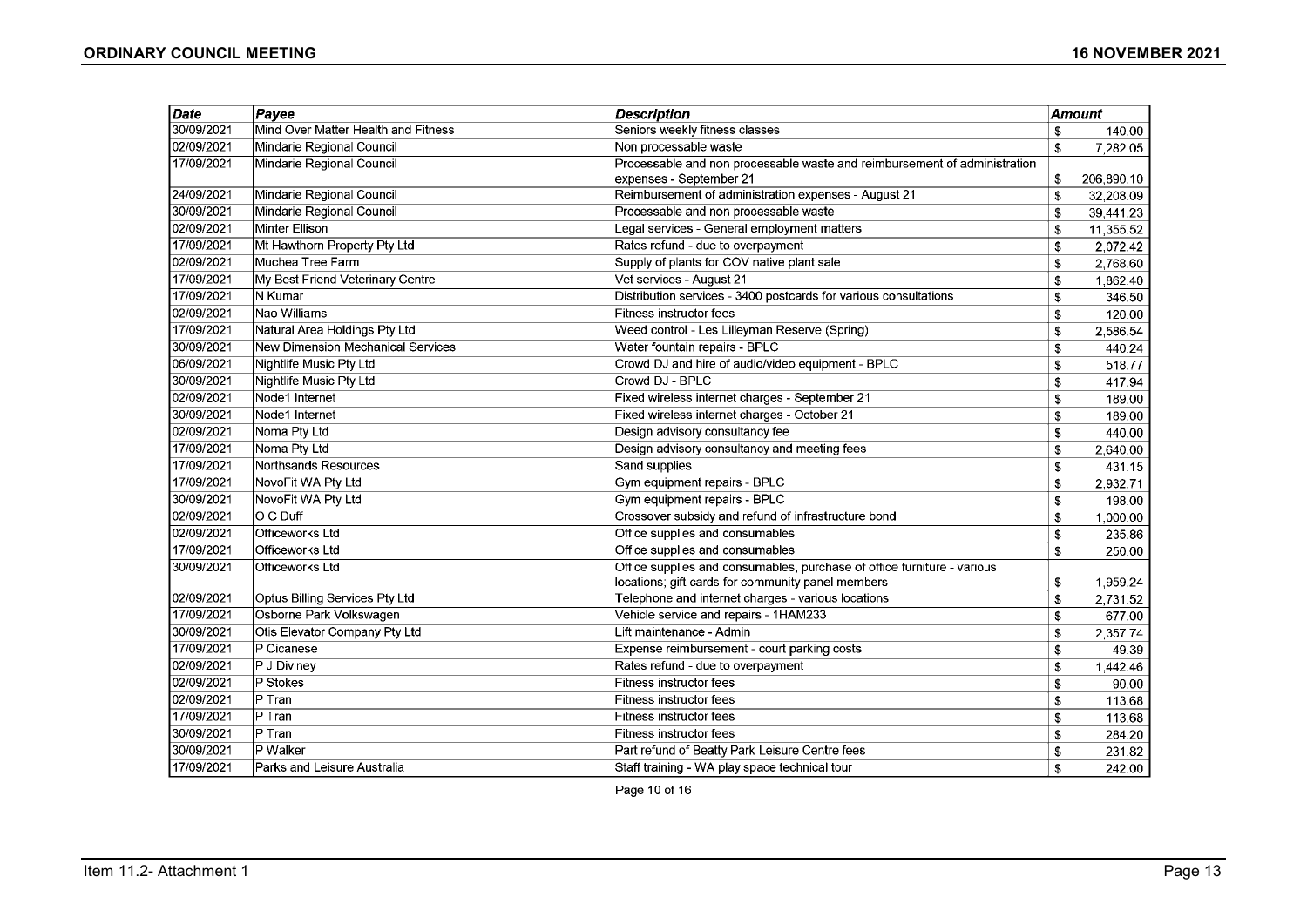| Date | Payee | Description | Amount |
|---|---|---|---|
| 30/09/2021 | Mind Over Matter Health and Fitness | Seniors weekly fitness classes | $ 140.00 |
| 02/09/2021 | Mindarie Regional Council | Non processable waste | $ 7,282.05 |
| 17/09/2021 | Mindarie Regional Council | Processable and non processable waste and reimbursement of administration expenses - September 21 | $ 206,890.10 |
| 24/09/2021 | Mindarie Regional Council | Reimbursement of administration expenses - August 21 | $ 32,208.09 |
| 30/09/2021 | Mindarie Regional Council | Processable and non processable waste | $ 39,441.23 |
| 02/09/2021 | Minter Ellison | Legal services - General employment matters | $ 11,355.52 |
| 17/09/2021 | Mt Hawthorn Property Pty Ltd | Rates refund - due to overpayment | $ 2,072.42 |
| 02/09/2021 | Muchea Tree Farm | Supply of plants for COV native plant sale | $ 2,768.60 |
| 17/09/2021 | My Best Friend Veterinary Centre | Vet services - August 21 | $ 1,862.40 |
| 17/09/2021 | N Kumar | Distribution services - 3400 postcards for various consultations | $ 346.50 |
| 02/09/2021 | Nao Williams | Fitness instructor fees | $ 120.00 |
| 17/09/2021 | Natural Area Holdings Pty Ltd | Weed control - Les Lilleyman Reserve (Spring) | $ 2,586.54 |
| 30/09/2021 | New Dimension Mechanical Services | Water fountain repairs - BPLC | $ 440.24 |
| 06/09/2021 | Nightlife Music Pty Ltd | Crowd DJ and hire of audio/video equipment - BPLC | $ 518.77 |
| 30/09/2021 | Nightlife Music Pty Ltd | Crowd DJ - BPLC | $ 417.94 |
| 02/09/2021 | Node1 Internet | Fixed wireless internet charges - September 21 | $ 189.00 |
| 30/09/2021 | Node1 Internet | Fixed wireless internet charges - October 21 | $ 189.00 |
| 02/09/2021 | Noma Pty Ltd | Design advisory consultancy fee | $ 440.00 |
| 17/09/2021 | Noma Pty Ltd | Design advisory consultancy and meeting fees | $ 2,640.00 |
| 17/09/2021 | Northsands Resources | Sand supplies | $ 431.15 |
| 17/09/2021 | NovoFit WA Pty Ltd | Gym equipment repairs - BPLC | $ 2,932.71 |
| 30/09/2021 | NovoFit WA Pty Ltd | Gym equipment repairs - BPLC | $ 198.00 |
| 02/09/2021 | O C Duff | Crossover subsidy and refund of infrastructure bond | $ 1,000.00 |
| 02/09/2021 | Officeworks Ltd | Office supplies and consumables | $ 235.86 |
| 17/09/2021 | Officeworks Ltd | Office supplies and consumables | $ 250.00 |
| 30/09/2021 | Officeworks Ltd | Office supplies and consumables, purchase of office furniture - various locations; gift cards for community panel members | $ 1,959.24 |
| 02/09/2021 | Optus Billing Services Pty Ltd | Telephone and internet charges - various locations | $ 2,731.52 |
| 17/09/2021 | Osborne Park Volkswagen | Vehicle service and repairs - 1HAM233 | $ 677.00 |
| 30/09/2021 | Otis Elevator Company Pty Ltd | Lift maintenance - Admin | $ 2,357.74 |
| 17/09/2021 | P Cicanese | Expense reimbursement - court parking costs | $ 49.39 |
| 02/09/2021 | P J Diviney | Rates refund - due to overpayment | $ 1,442.46 |
| 02/09/2021 | P Stokes | Fitness instructor fees | $ 90.00 |
| 02/09/2021 | P Tran | Fitness instructor fees | $ 113.68 |
| 17/09/2021 | P Tran | Fitness instructor fees | $ 113.68 |
| 30/09/2021 | P Tran | Fitness instructor fees | $ 284.20 |
| 30/09/2021 | P Walker | Part refund of Beatty Park Leisure Centre fees | $ 231.82 |
| 17/09/2021 | Parks and Leisure Australia | Staff training - WA play space technical tour | $ 242.00 |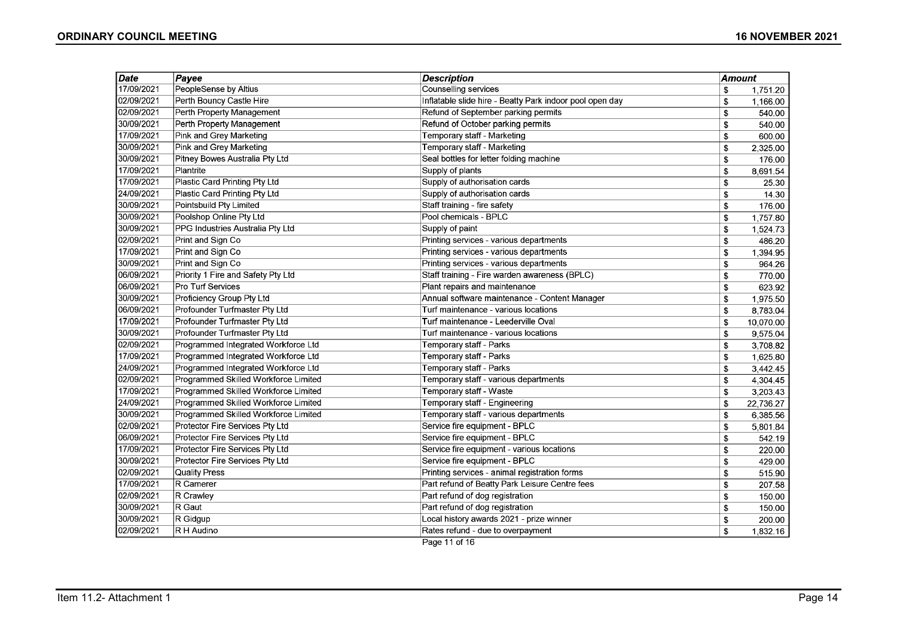| Date | Payee | Description | Amount |
|---|---|---|---|
| 17/09/2021 | PeopleSense by Altius | Counselling services | $ 1,751.20 |
| 02/09/2021 | Perth Bouncy Castle Hire | Inflatable slide hire - Beatty Park indoor pool open day | $ 1,166.00 |
| 02/09/2021 | Perth Property Management | Refund of September parking permits | $ 540.00 |
| 30/09/2021 | Perth Property Management | Refund of October parking permits | $ 540.00 |
| 17/09/2021 | Pink and Grey Marketing | Temporary staff - Marketing | $ 600.00 |
| 30/09/2021 | Pink and Grey Marketing | Temporary staff - Marketing | $ 2,325.00 |
| 30/09/2021 | Pitney Bowes Australia Pty Ltd | Seal bottles for letter folding machine | $ 176.00 |
| 17/09/2021 | Plantrite | Supply of plants | $ 8,691.54 |
| 17/09/2021 | Plastic Card Printing Pty Ltd | Supply of authorisation cards | $ 25.30 |
| 24/09/2021 | Plastic Card Printing Pty Ltd | Supply of authorisation cards | $ 14.30 |
| 30/09/2021 | Pointsbuild Pty Limited | Staff training - fire safety | $ 176.00 |
| 30/09/2021 | Poolshop Online Pty Ltd | Pool chemicals - BPLC | $ 1,757.80 |
| 30/09/2021 | PPG Industries Australia Pty Ltd | Supply of paint | $ 1,524.73 |
| 02/09/2021 | Print and Sign Co | Printing services - various departments | $ 486.20 |
| 17/09/2021 | Print and Sign Co | Printing services - various departments | $ 1,394.95 |
| 30/09/2021 | Print and Sign Co | Printing services - various departments | $ 964.26 |
| 06/09/2021 | Priority 1 Fire and Safety Pty Ltd | Staff training - Fire warden awareness (BPLC) | $ 770.00 |
| 06/09/2021 | Pro Turf Services | Plant repairs and maintenance | $ 623.92 |
| 30/09/2021 | Proficiency Group Pty Ltd | Annual software maintenance - Content Manager | $ 1,975.50 |
| 06/09/2021 | Profounder Turfmaster Pty Ltd | Turf maintenance - various locations | $ 8,783.04 |
| 17/09/2021 | Profounder Turfmaster Pty Ltd | Turf maintenance - Leederville Oval | $ 10,070.00 |
| 30/09/2021 | Profounder Turfmaster Pty Ltd | Turf maintenance - various locations | $ 9,575.04 |
| 02/09/2021 | Programmed Integrated Workforce Ltd | Temporary staff - Parks | $ 3,708.82 |
| 17/09/2021 | Programmed Integrated Workforce Ltd | Temporary staff - Parks | $ 1,625.80 |
| 24/09/2021 | Programmed Integrated Workforce Ltd | Temporary staff - Parks | $ 3,442.45 |
| 02/09/2021 | Programmed Skilled Workforce Limited | Temporary staff - various departments | $ 4,304.45 |
| 17/09/2021 | Programmed Skilled Workforce Limited | Temporary staff - Waste | $ 3,203.43 |
| 24/09/2021 | Programmed Skilled Workforce Limited | Temporary staff - Engineering | $ 22,736.27 |
| 30/09/2021 | Programmed Skilled Workforce Limited | Temporary staff - various departments | $ 6,385.56 |
| 02/09/2021 | Protector Fire Services Pty Ltd | Service fire equipment - BPLC | $ 5,801.84 |
| 06/09/2021 | Protector Fire Services Pty Ltd | Service fire equipment - BPLC | $ 542.19 |
| 17/09/2021 | Protector Fire Services Pty Ltd | Service fire equipment - various locations | $ 220.00 |
| 30/09/2021 | Protector Fire Services Pty Ltd | Service fire equipment - BPLC | $ 429.00 |
| 02/09/2021 | Quality Press | Printing services - animal registration forms | $ 515.90 |
| 17/09/2021 | R Camerer | Part refund of Beatty Park Leisure Centre fees | $ 207.58 |
| 02/09/2021 | R Crawley | Part refund of dog registration | $ 150.00 |
| 30/09/2021 | R Gaut | Part refund of dog registration | $ 150.00 |
| 30/09/2021 | R Gidgup | Local history awards 2021 - prize winner | $ 200.00 |
| 02/09/2021 | R H Audino | Rates refund - due to overpayment | $ 1,832.16 |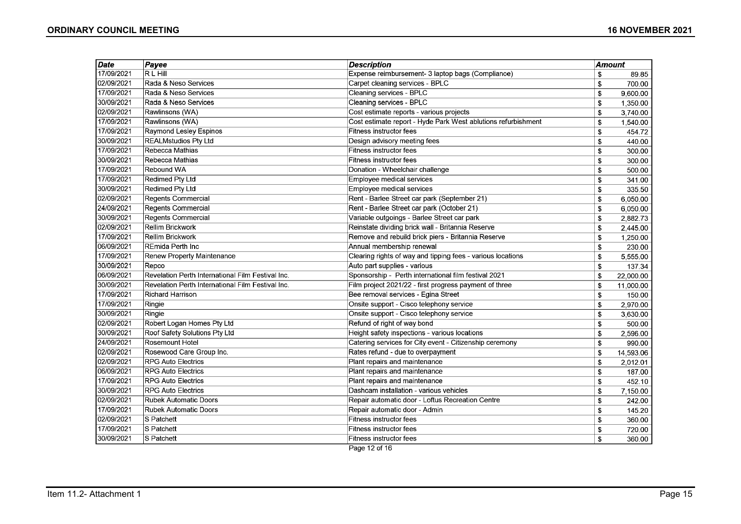| Date | Payee | Description | Amount |
|---|---|---|---|
| 17/09/2021 | R L Hill | Expense reimbursement- 3 laptop bags (Compliance) | $ 89.85 |
| 02/09/2021 | Rada & Neso Services | Carpet cleaning services - BPLC | $ 700.00 |
| 17/09/2021 | Rada & Neso Services | Cleaning services - BPLC | $ 9,600.00 |
| 30/09/2021 | Rada & Neso Services | Cleaning services - BPLC | $ 1,350.00 |
| 02/09/2021 | Rawlinsons (WA) | Cost estimate reports - various projects | $ 3,740.00 |
| 17/09/2021 | Rawlinsons (WA) | Cost estimate report - Hyde Park West ablutions refurbishment | $ 1,540.00 |
| 17/09/2021 | Raymond Lesley Espinos | Fitness instructor fees | $ 454.72 |
| 30/09/2021 | REALMstudios Pty Ltd | Design advisory meeting fees | $ 440.00 |
| 17/09/2021 | Rebecca Mathias | Fitness instructor fees | $ 300.00 |
| 30/09/2021 | Rebecca Mathias | Fitness instructor fees | $ 300.00 |
| 17/09/2021 | Rebound WA | Donation - Wheelchair challenge | $ 500.00 |
| 17/09/2021 | Redimed Pty Ltd | Employee medical services | $ 341.00 |
| 30/09/2021 | Redimed Pty Ltd | Employee medical services | $ 335.50 |
| 02/09/2021 | Regents Commercial | Rent - Barlee Street car park (September 21) | $ 6,050.00 |
| 24/09/2021 | Regents Commercial | Rent - Barlee Street car park (October 21) | $ 6,050.00 |
| 30/09/2021 | Regents Commercial | Variable outgoings - Barlee Street car park | $ 2,882.73 |
| 02/09/2021 | Rellim Brickwork | Reinstate dividing brick wall - Britannia Reserve | $ 2,445.00 |
| 17/09/2021 | Rellim Brickwork | Remove and rebuild brick piers - Britannia Reserve | $ 1,250.00 |
| 06/09/2021 | REmida Perth Inc | Annual membership renewal | $ 230.00 |
| 17/09/2021 | Renew Property Maintenance | Clearing rights of way and tipping fees - various locations | $ 5,555.00 |
| 30/09/2021 | Repco | Auto part supplies - various | $ 137.34 |
| 06/09/2021 | Revelation Perth International Film Festival Inc. | Sponsorship - Perth international film festival 2021 | $ 22,000.00 |
| 30/09/2021 | Revelation Perth International Film Festival Inc. | Film project 2021/22 - first progress payment of three | $ 11,000.00 |
| 17/09/2021 | Richard Harrison | Bee removal services - Egina Street | $ 150.00 |
| 17/09/2021 | Ringie | Onsite support - Cisco telephony service | $ 2,970.00 |
| 30/09/2021 | Ringie | Onsite support - Cisco telephony service | $ 3,630.00 |
| 02/09/2021 | Robert Logan Homes Pty Ltd | Refund of right of way bond | $ 500.00 |
| 30/09/2021 | Roof Safety Solutions Pty Ltd | Height safety inspections - various locations | $ 2,596.00 |
| 24/09/2021 | Rosemount Hotel | Catering services for City event - Citizenship ceremony | $ 990.00 |
| 02/09/2021 | Rosewood Care Group Inc. | Rates refund - due to overpayment | $ 14,593.06 |
| 02/09/2021 | RPG Auto Electrics | Plant repairs and maintenance | $ 2,012.01 |
| 06/09/2021 | RPG Auto Electrics | Plant repairs and maintenance | $ 187.00 |
| 17/09/2021 | RPG Auto Electrics | Plant repairs and maintenance | $ 452.10 |
| 30/09/2021 | RPG Auto Electrics | Dashcam installation - various vehicles | $ 7,150.00 |
| 02/09/2021 | Rubek Automatic Doors | Repair automatic door - Loftus Recreation Centre | $ 242.00 |
| 17/09/2021 | Rubek Automatic Doors | Repair automatic door - Admin | $ 145.20 |
| 02/09/2021 | S Patchett | Fitness instructor fees | $ 360.00 |
| 17/09/2021 | S Patchett | Fitness instructor fees | $ 720.00 |
| 30/09/2021 | S Patchett | Fitness instructor fees | $ 360.00 |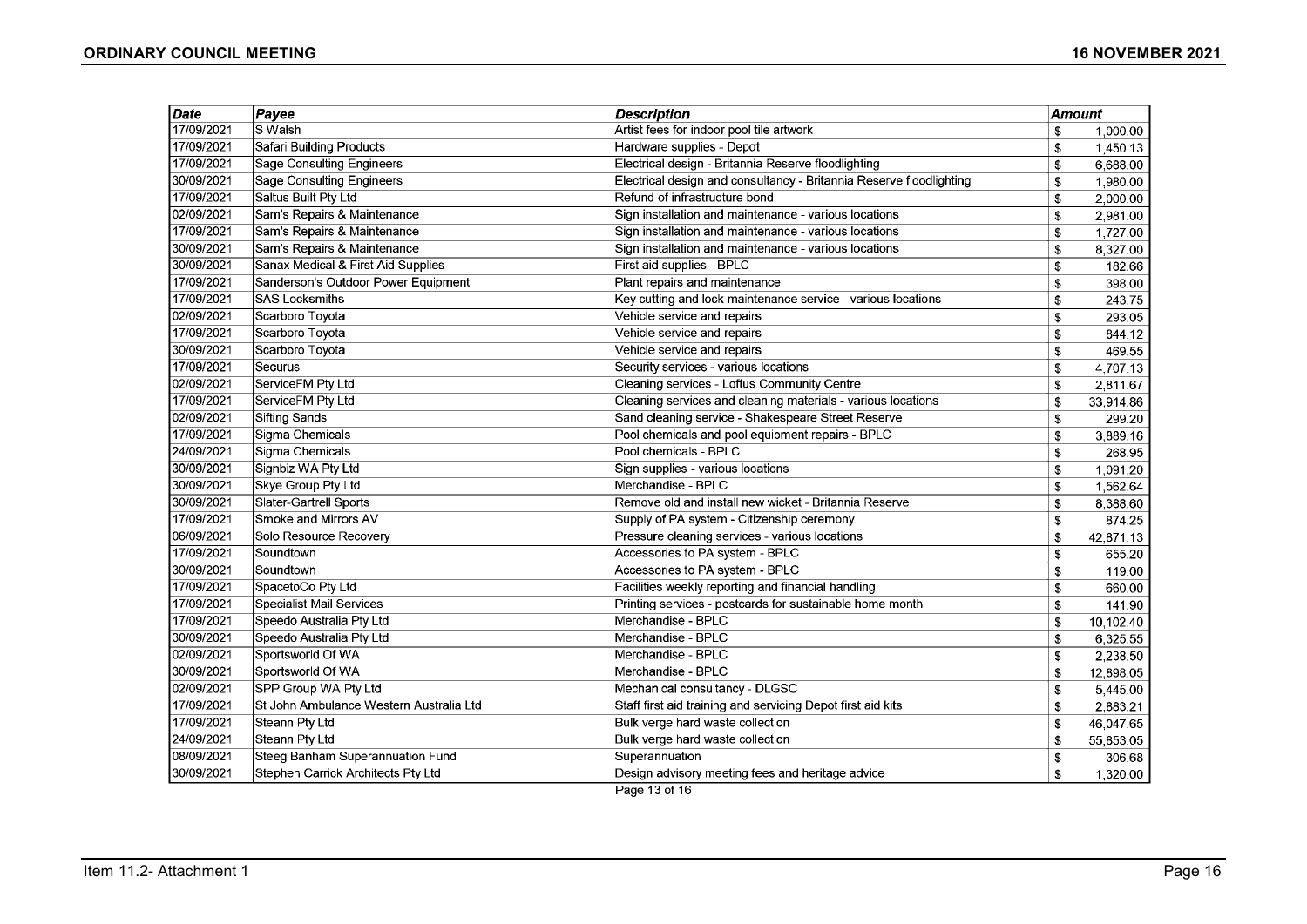| Date | Payee | Description | Amount |
|---|---|---|---|
| 17/09/2021 | S Walsh | Artist fees for indoor pool tile artwork | $ 1,000.00 |
| 17/09/2021 | Safari Building Products | Hardware supplies - Depot | $ 1,450.13 |
| 17/09/2021 | Sage Consulting Engineers | Electrical design - Britannia Reserve floodlighting | $ 6,688.00 |
| 30/09/2021 | Sage Consulting Engineers | Electrical design and consultancy - Britannia Reserve floodlighting | $ 1,980.00 |
| 17/09/2021 | Saltus Built Pty Ltd | Refund of infrastructure bond | $ 2,000.00 |
| 02/09/2021 | Sam's Repairs & Maintenance | Sign installation and maintenance - various locations | $ 2,981.00 |
| 17/09/2021 | Sam's Repairs & Maintenance | Sign installation and maintenance - various locations | $ 1,727.00 |
| 30/09/2021 | Sam's Repairs & Maintenance | Sign installation and maintenance - various locations | $ 8,327.00 |
| 30/09/2021 | Sanax Medical & First Aid Supplies | First aid supplies - BPLC | $ 182.66 |
| 17/09/2021 | Sanderson's Outdoor Power Equipment | Plant repairs and maintenance | $ 398.00 |
| 17/09/2021 | SAS Locksmiths | Key cutting and lock maintenance service - various locations | $ 243.75 |
| 02/09/2021 | Scarboro Toyota | Vehicle service and repairs | $ 293.05 |
| 17/09/2021 | Scarboro Toyota | Vehicle service and repairs | $ 844.12 |
| 30/09/2021 | Scarboro Toyota | Vehicle service and repairs | $ 469.55 |
| 17/09/2021 | Securus | Security services - various locations | $ 4,707.13 |
| 02/09/2021 | ServiceFM Pty Ltd | Cleaning services - Loftus Community Centre | $ 2,811.67 |
| 17/09/2021 | ServiceFM Pty Ltd | Cleaning services and cleaning materials - various locations | $ 33,914.86 |
| 02/09/2021 | Sifting Sands | Sand cleaning service - Shakespeare Street Reserve | $ 299.20 |
| 17/09/2021 | Sigma Chemicals | Pool chemicals and pool equipment repairs - BPLC | $ 3,889.16 |
| 24/09/2021 | Sigma Chemicals | Pool chemicals - BPLC | $ 268.95 |
| 30/09/2021 | Signbiz WA Pty Ltd | Sign supplies - various locations | $ 1,091.20 |
| 30/09/2021 | Skye Group Pty Ltd | Merchandise - BPLC | $ 1,562.64 |
| 30/09/2021 | Slater-Gartrell Sports | Remove old and install new wicket - Britannia Reserve | $ 8,388.60 |
| 17/09/2021 | Smoke and Mirrors AV | Supply of PA system - Citizenship ceremony | $ 874.25 |
| 06/09/2021 | Solo Resource Recovery | Pressure cleaning services - various locations | $ 42,871.13 |
| 17/09/2021 | Soundtown | Accessories to PA system - BPLC | $ 655.20 |
| 30/09/2021 | Soundtown | Accessories to PA system - BPLC | $ 119.00 |
| 17/09/2021 | SpacetoCo Pty Ltd | Facilities weekly reporting and financial handling | $ 660.00 |
| 17/09/2021 | Specialist Mail Services | Printing services - postcards for sustainable home month | $ 141.90 |
| 17/09/2021 | Speedo Australia Pty Ltd | Merchandise - BPLC | $ 10,102.40 |
| 30/09/2021 | Speedo Australia Pty Ltd | Merchandise - BPLC | $ 6,325.55 |
| 02/09/2021 | Sportsworld Of WA | Merchandise - BPLC | $ 2,238.50 |
| 30/09/2021 | Sportsworld Of WA | Merchandise - BPLC | $ 12,898.05 |
| 02/09/2021 | SPP Group WA Pty Ltd | Mechanical consultancy - DLGSC | $ 5,445.00 |
| 17/09/2021 | St John Ambulance Western Australia Ltd | Staff first aid training and servicing Depot first aid kits | $ 2,883.21 |
| 17/09/2021 | Steann Pty Ltd | Bulk verge hard waste collection | $ 46,047.65 |
| 24/09/2021 | Steann Pty Ltd | Bulk verge hard waste collection | $ 55,853.05 |
| 08/09/2021 | Steeg Banham Superannuation Fund | Superannuation | $ 306.68 |
| 30/09/2021 | Stephen Carrick Architects Pty Ltd | Design advisory meeting fees and heritage advice | $ 1,320.00 |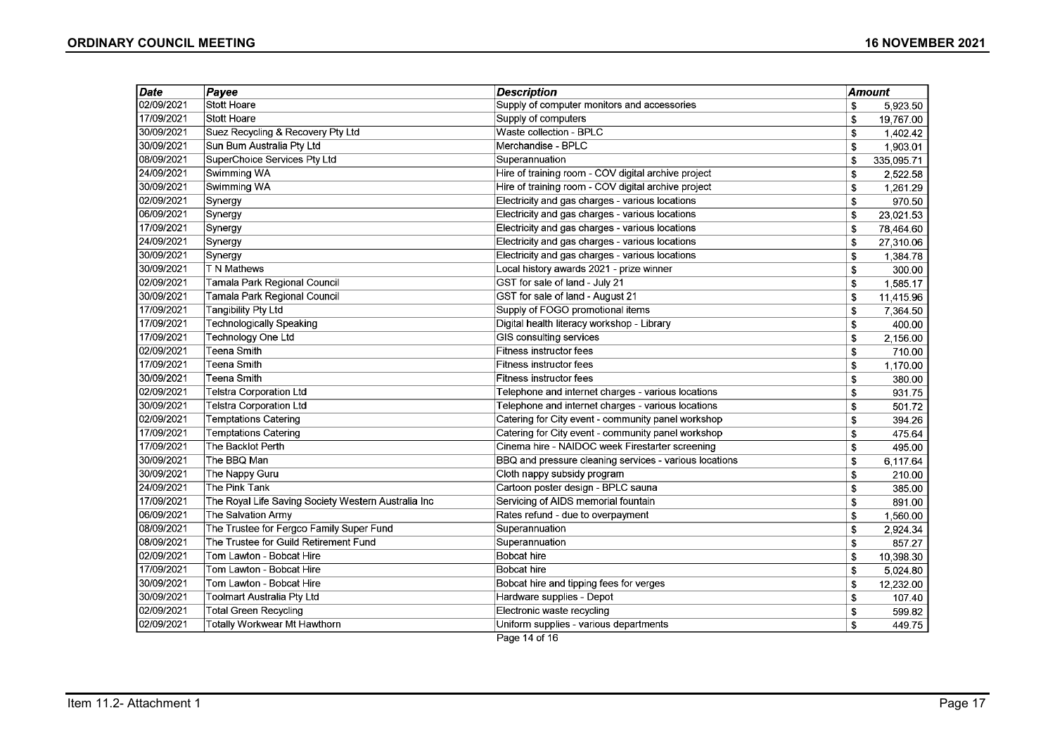| Date | Payee | Description | Amount |
|---|---|---|---|
| 02/09/2021 | Stott Hoare | Supply of computer monitors and accessories | $ 5,923.50 |
| 17/09/2021 | Stott Hoare | Supply of computers | $ 19,767.00 |
| 30/09/2021 | Suez Recycling & Recovery Pty Ltd | Waste collection - BPLC | $ 1,402.42 |
| 30/09/2021 | Sun Bum Australia Pty Ltd | Merchandise - BPLC | $ 1,903.01 |
| 08/09/2021 | SuperChoice Services Pty Ltd | Superannuation | $ 335,095.71 |
| 24/09/2021 | Swimming WA | Hire of training room - COV digital archive project | $ 2,522.58 |
| 30/09/2021 | Swimming WA | Hire of training room - COV digital archive project | $ 1,261.29 |
| 02/09/2021 | Synergy | Electricity and gas charges - various locations | $ 970.50 |
| 06/09/2021 | Synergy | Electricity and gas charges - various locations | $ 23,021.53 |
| 17/09/2021 | Synergy | Electricity and gas charges - various locations | $ 78,464.60 |
| 24/09/2021 | Synergy | Electricity and gas charges - various locations | $ 27,310.06 |
| 30/09/2021 | Synergy | Electricity and gas charges - various locations | $ 1,384.78 |
| 30/09/2021 | T N Mathews | Local history awards 2021 - prize winner | $ 300.00 |
| 02/09/2021 | Tamala Park Regional Council | GST for sale of land - July 21 | $ 1,585.17 |
| 30/09/2021 | Tamala Park Regional Council | GST for sale of land - August 21 | $ 11,415.96 |
| 17/09/2021 | Tangibility Pty Ltd | Supply of FOGO promotional items | $ 7,364.50 |
| 17/09/2021 | Technologically Speaking | Digital health literacy workshop - Library | $ 400.00 |
| 17/09/2021 | Technology One Ltd | GIS consulting services | $ 2,156.00 |
| 02/09/2021 | Teena Smith | Fitness instructor fees | $ 710.00 |
| 17/09/2021 | Teena Smith | Fitness instructor fees | $ 1,170.00 |
| 30/09/2021 | Teena Smith | Fitness instructor fees | $ 380.00 |
| 02/09/2021 | Telstra Corporation Ltd | Telephone and internet charges - various locations | $ 931.75 |
| 30/09/2021 | Telstra Corporation Ltd | Telephone and internet charges - various locations | $ 501.72 |
| 02/09/2021 | Temptations Catering | Catering for City event - community panel workshop | $ 394.26 |
| 17/09/2021 | Temptations Catering | Catering for City event - community panel workshop | $ 475.64 |
| 17/09/2021 | The Backlot Perth | Cinema hire - NAIDOC week Firestarter screening | $ 495.00 |
| 30/09/2021 | The BBQ Man | BBQ and pressure cleaning services - various locations | $ 6,117.64 |
| 30/09/2021 | The Nappy Guru | Cloth nappy subsidy program | $ 210.00 |
| 24/09/2021 | The Pink Tank | Cartoon poster design - BPLC sauna | $ 385.00 |
| 17/09/2021 | The Royal Life Saving Society Western Australia Inc | Servicing of AIDS memorial fountain | $ 891.00 |
| 06/09/2021 | The Salvation Army | Rates refund - due to overpayment | $ 1,560.00 |
| 08/09/2021 | The Trustee for Fergco Family Super Fund | Superannuation | $ 2,924.34 |
| 08/09/2021 | The Trustee for Guild Retirement Fund | Superannuation | $ 857.27 |
| 02/09/2021 | Tom Lawton - Bobcat Hire | Bobcat hire | $ 10,398.30 |
| 17/09/2021 | Tom Lawton - Bobcat Hire | Bobcat hire | $ 5,024.80 |
| 30/09/2021 | Tom Lawton - Bobcat Hire | Bobcat hire and tipping fees for verges | $ 12,232.00 |
| 30/09/2021 | Toolmart Australia Pty Ltd | Hardware supplies - Depot | $ 107.40 |
| 02/09/2021 | Total Green Recycling | Electronic waste recycling | $ 599.82 |
| 02/09/2021 | Totally Workwear Mt Hawthorn | Uniform supplies - various departments | $ 449.75 |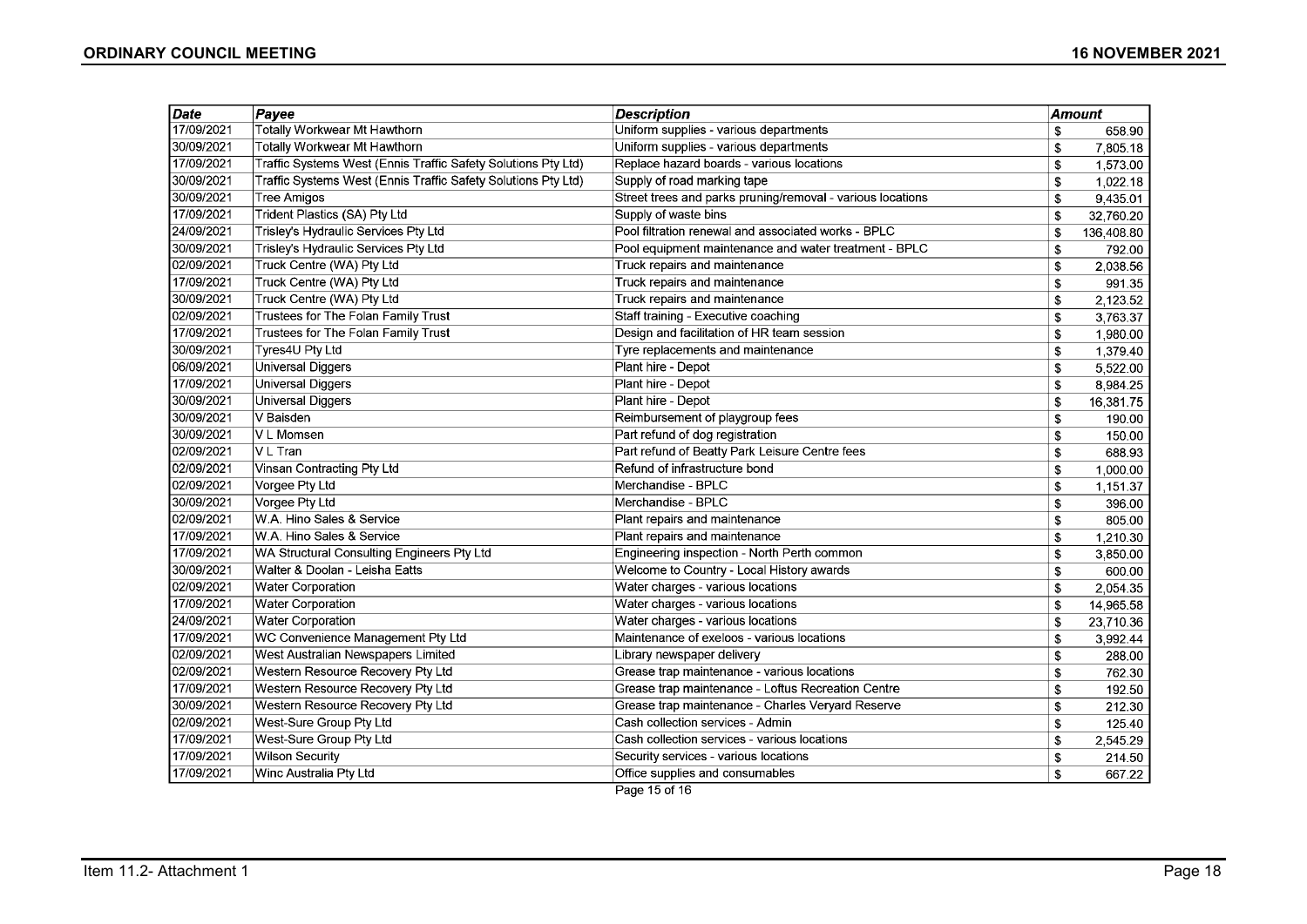| Date | Payee | Description | Amount |
|---|---|---|---|
| 17/09/2021 | Totally Workwear Mt Hawthorn | Uniform supplies - various departments | $ 658.90 |
| 30/09/2021 | Totally Workwear Mt Hawthorn | Uniform supplies - various departments | $ 7,805.18 |
| 17/09/2021 | Traffic Systems West (Ennis Traffic Safety Solutions Pty Ltd) | Replace hazard boards - various locations | $ 1,573.00 |
| 30/09/2021 | Traffic Systems West (Ennis Traffic Safety Solutions Pty Ltd) | Supply of road marking tape | $ 1,022.18 |
| 30/09/2021 | Tree Amigos | Street trees and parks pruning/removal - various locations | $ 9,435.01 |
| 17/09/2021 | Trident Plastics (SA) Pty Ltd | Supply of waste bins | $ 32,760.20 |
| 24/09/2021 | Trisley's Hydraulic Services Pty Ltd | Pool filtration renewal and associated works - BPLC | $ 136,408.80 |
| 30/09/2021 | Trisley's Hydraulic Services Pty Ltd | Pool equipment maintenance and water treatment - BPLC | $ 792.00 |
| 02/09/2021 | Truck Centre (WA) Pty Ltd | Truck repairs and maintenance | $ 2,038.56 |
| 17/09/2021 | Truck Centre (WA) Pty Ltd | Truck repairs and maintenance | $ 991.35 |
| 30/09/2021 | Truck Centre (WA) Pty Ltd | Truck repairs and maintenance | $ 2,123.52 |
| 02/09/2021 | Trustees for The Folan Family Trust | Staff training - Executive coaching | $ 3,763.37 |
| 17/09/2021 | Trustees for The Folan Family Trust | Design and facilitation of HR team session | $ 1,980.00 |
| 30/09/2021 | Tyres4U Pty Ltd | Tyre replacements and maintenance | $ 1,379.40 |
| 06/09/2021 | Universal Diggers | Plant hire - Depot | $ 5,522.00 |
| 17/09/2021 | Universal Diggers | Plant hire - Depot | $ 8,984.25 |
| 30/09/2021 | Universal Diggers | Plant hire - Depot | $ 16,381.75 |
| 30/09/2021 | V Baisden | Reimbursement of playgroup fees | $ 190.00 |
| 30/09/2021 | V L Momsen | Part refund of dog registration | $ 150.00 |
| 02/09/2021 | V L Tran | Part refund of Beatty Park Leisure Centre fees | $ 688.93 |
| 02/09/2021 | Vinsan Contracting Pty Ltd | Refund of infrastructure bond | $ 1,000.00 |
| 02/09/2021 | Vorgee Pty Ltd | Merchandise - BPLC | $ 1,151.37 |
| 30/09/2021 | Vorgee Pty Ltd | Merchandise - BPLC | $ 396.00 |
| 02/09/2021 | W.A. Hino Sales & Service | Plant repairs and maintenance | $ 805.00 |
| 17/09/2021 | W.A. Hino Sales & Service | Plant repairs and maintenance | $ 1,210.30 |
| 17/09/2021 | WA Structural Consulting Engineers Pty Ltd | Engineering inspection - North Perth common | $ 3,850.00 |
| 30/09/2021 | Walter & Doolan - Leisha Eatts | Welcome to Country - Local History awards | $ 600.00 |
| 02/09/2021 | Water Corporation | Water charges - various locations | $ 2,054.35 |
| 17/09/2021 | Water Corporation | Water charges - various locations | $ 14,965.58 |
| 24/09/2021 | Water Corporation | Water charges - various locations | $ 23,710.36 |
| 17/09/2021 | WC Convenience Management Pty Ltd | Maintenance of exeloos - various locations | $ 3,992.44 |
| 02/09/2021 | West Australian Newspapers Limited | Library newspaper delivery | $ 288.00 |
| 02/09/2021 | Western Resource Recovery Pty Ltd | Grease trap maintenance - various locations | $ 762.30 |
| 17/09/2021 | Western Resource Recovery Pty Ltd | Grease trap maintenance - Loftus Recreation Centre | $ 192.50 |
| 30/09/2021 | Western Resource Recovery Pty Ltd | Grease trap maintenance - Charles Veryard Reserve | $ 212.30 |
| 02/09/2021 | West-Sure Group Pty Ltd | Cash collection services - Admin | $ 125.40 |
| 17/09/2021 | West-Sure Group Pty Ltd | Cash collection services - various locations | $ 2,545.29 |
| 17/09/2021 | Wilson Security | Security services - various locations | $ 214.50 |
| 17/09/2021 | Winc Australia Pty Ltd | Office supplies and consumables | $ 667.22 |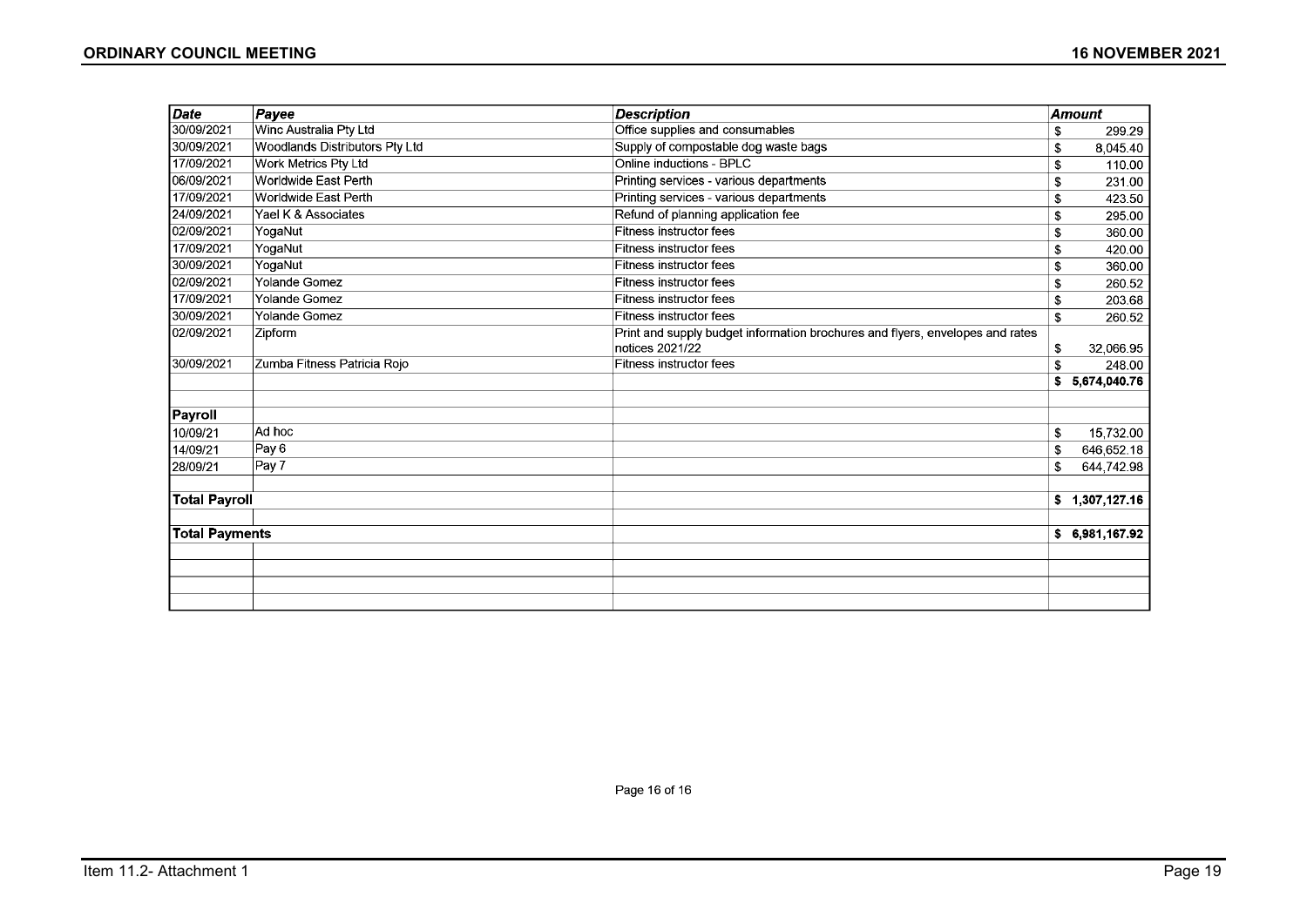| Date | Payee | Description | Amount |
|---|---|---|---|
| 30/09/2021 | Winc Australia Pty Ltd | Office supplies and consumables | $ 299.29 |
| 30/09/2021 | Woodlands Distributors Pty Ltd | Supply of compostable dog waste bags | $ 8,045.40 |
| 17/09/2021 | Work Metrics Pty Ltd | Online inductions - BPLC | $ 110.00 |
| 06/09/2021 | Worldwide East Perth | Printing services - various departments | $ 231.00 |
| 17/09/2021 | Worldwide East Perth | Printing services - various departments | $ 423.50 |
| 24/09/2021 | Yael K & Associates | Refund of planning application fee | $ 295.00 |
| 02/09/2021 | YogaNut | Fitness instructor fees | $ 360.00 |
| 17/09/2021 | YogaNut | Fitness instructor fees | $ 420.00 |
| 30/09/2021 | YogaNut | Fitness instructor fees | $ 360.00 |
| 02/09/2021 | Yolande Gomez | Fitness instructor fees | $ 260.52 |
| 17/09/2021 | Yolande Gomez | Fitness instructor fees | $ 203.68 |
| 30/09/2021 | Yolande Gomez | Fitness instructor fees | $ 260.52 |
| 02/09/2021 | Zipform | Print and supply budget information brochures and flyers, envelopes and rates notices 2021/22 | $ 32,066.95 |
| 30/09/2021 | Zumba Fitness Patricia Rojo | Fitness instructor fees | $ 248.00 |
| | | | **$ 5,674,040.76** |
| | | | |
| **Payroll** | | | |
| 10/09/21 | Ad hoc | | $ 15,732.00 |
| 14/09/21 | Pay 6 | | $ 646,652.18 |
| 28/09/21 | Pay 7 | | $ 644,742.98 |
| | | | |
| **Total Payroll** | | | **$ 1,307,127.16** |
| | | | |
| **Total Payments** | | | **$ 6,981,167.92** |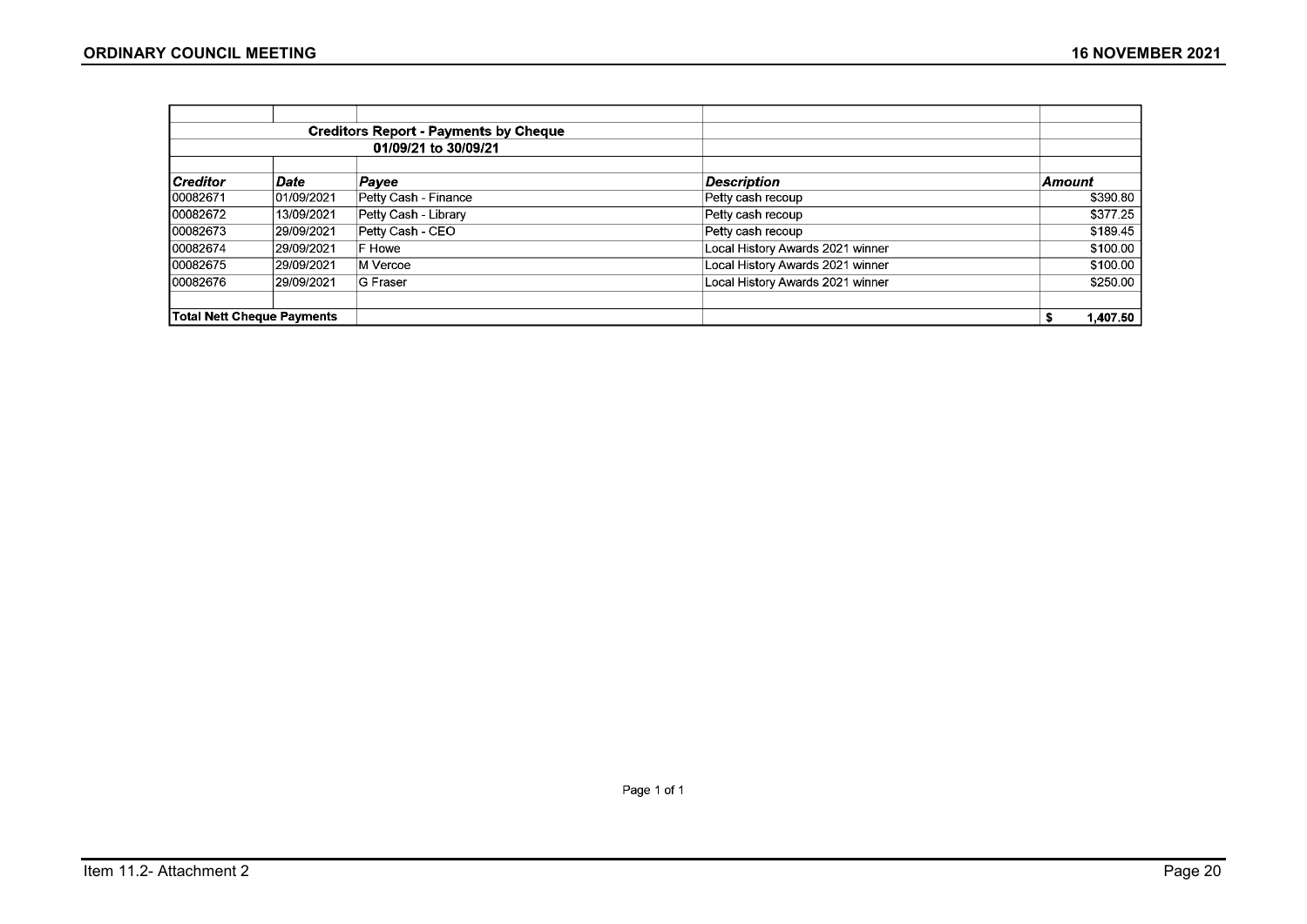**Creditors Report - Payments by Cheque**

**01/09/21 to 30/09/21**

| *Creditor* | *Date* | *Payee* | *Description* | *Amount* |
|---|---|---|---|---|
| 00082671 | 01/09/2021 | Petty Cash - Finance | Petty cash recoup | $390.80 |
| 00082672 | 13/09/2021 | Petty Cash - Library | Petty cash recoup | $377.25 |
| 00082673 | 29/09/2021 | Petty Cash - CEO | Petty cash recoup | $189.45 |
| 00082674 | 29/09/2021 | F Howe | Local History Awards 2021 winner | $100.00 |
| 00082675 | 29/09/2021 | M Vercoe | Local History Awards 2021 winner | $100.00 |
| 00082676 | 29/09/2021 | G Fraser | Local History Awards 2021 winner | $250.00 |
| | | | | |
| **Total Nett Cheque Payments** | | | | **$ 1,407.50** |

Item 11.2- Attachment 2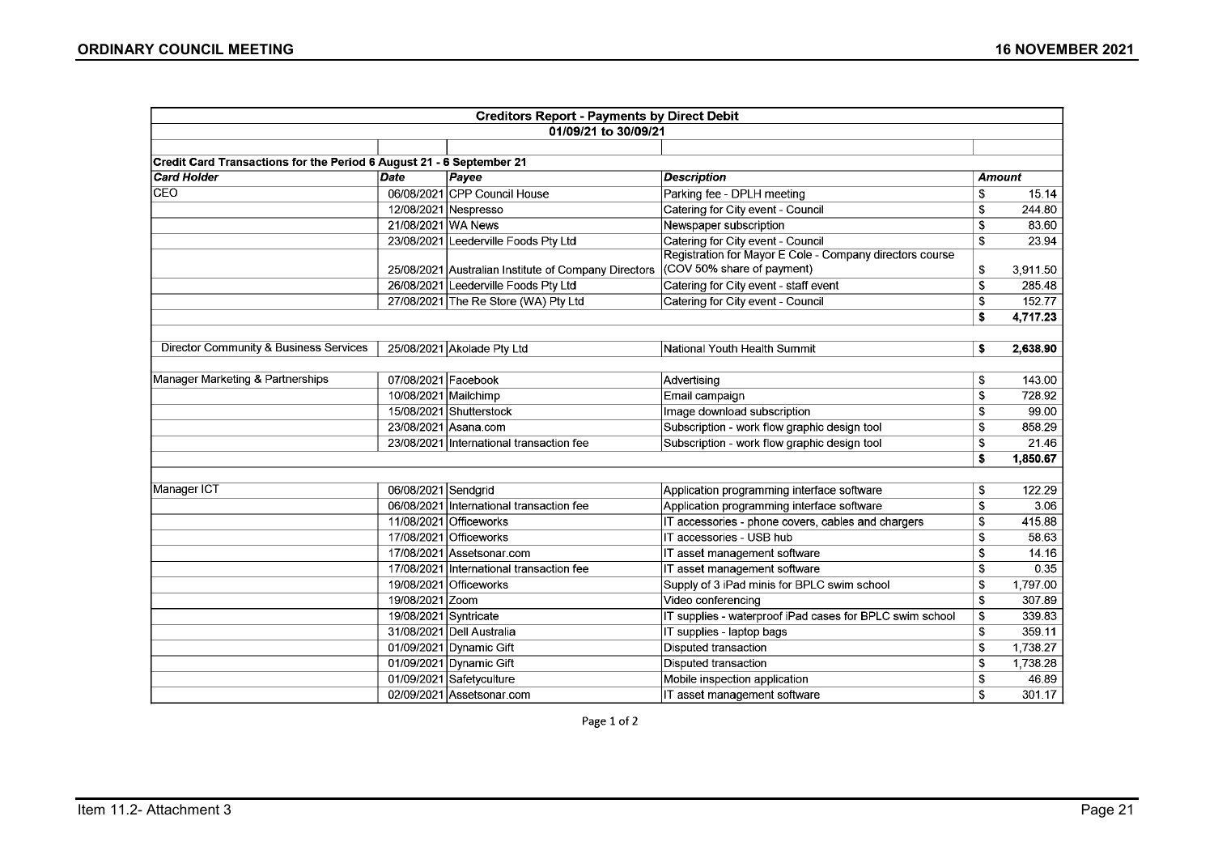| Creditors Report - Payments by Direct Debit | | | | |
|---|---|---|---|---|
| 01/09/21 to 30/09/21 | | | | |
| | | | | |
| **Credit Card Transactions for the Period 6 August 21 - 6 September 21** | | | | |
| ***Card Holder*** | ***Date*** | ***Payee*** | ***Description*** | ***Amount*** |
| CEO | 06/08/2021 | CPP Council House | Parking fee - DPLH meeting | $ 15.14 |
| | 12/08/2021 | Nespresso | Catering for City event - Council | $ 244.80 |
| | 21/08/2021 | WA News | Newspaper subscription | $ 83.60 |
| | 23/08/2021 | Leederville Foods Pty Ltd | Catering for City event - Council | $ 23.94 |
| | 25/08/2021 | Australian Institute of Company Directors | Registration for Mayor E Cole - Company directors course (COV 50% share of payment) | $ 3,911.50 |
| | 26/08/2021 | Leederville Foods Pty Ltd | Catering for City event - staff event | $ 285.48 |
| | 27/08/2021 | The Re Store (WA) Pty Ltd | Catering for City event - Council | $ 152.77 |
| | | | | **$ 4,717.23** |
| | | | | |
| Director Community & Business Services | 25/08/2021 | Akolade Pty Ltd | National Youth Health Summit | **$ 2,638.90** |
| | | | | |
| Manager Marketing & Partnerships | 07/08/2021 | Facebook | Advertising | $ 143.00 |
| | 10/08/2021 | Mailchimp | Email campaign | $ 728.92 |
| | 15/08/2021 | Shutterstock | Image download subscription | $ 99.00 |
| | 23/08/2021 | Asana.com | Subscription - work flow graphic design tool | $ 858.29 |
| | 23/08/2021 | International transaction fee | Subscription - work flow graphic design tool | $ 21.46 |
| | | | | **$ 1,850.67** |
| | | | | |
| Manager ICT | 06/08/2021 | Sendgrid | Application programming interface software | $ 122.29 |
| | 06/08/2021 | International transaction fee | Application programming interface software | $ 3.06 |
| | 11/08/2021 | Officeworks | IT accessories - phone covers, cables and chargers | $ 415.88 |
| | 17/08/2021 | Officeworks | IT accessories - USB hub | $ 58.63 |
| | 17/08/2021 | Assetsonar.com | IT asset management software | $ 14.16 |
| | 17/08/2021 | International transaction fee | IT asset management software | $ 0.35 |
| | 19/08/2021 | Officeworks | Supply of 3 iPad minis for BPLC swim school | $ 1,797.00 |
| | 19/08/2021 | Zoom | Video conferencing | $ 307.89 |
| | 19/08/2021 | Syntricate | IT supplies - waterproof iPad cases for BPLC swim school | $ 339.83 |
| | 31/08/2021 | Dell Australia | IT supplies - laptop bags | $ 359.11 |
| | 01/09/2021 | Dynamic Gift | Disputed transaction | $ 1,738.27 |
| | 01/09/2021 | Dynamic Gift | Disputed transaction | $ 1,738.28 |
| | 01/09/2021 | Safetyculture | Mobile inspection application | $ 46.89 |
| | 02/09/2021 | Assetsonar.com | IT asset management software | $ 301.17 |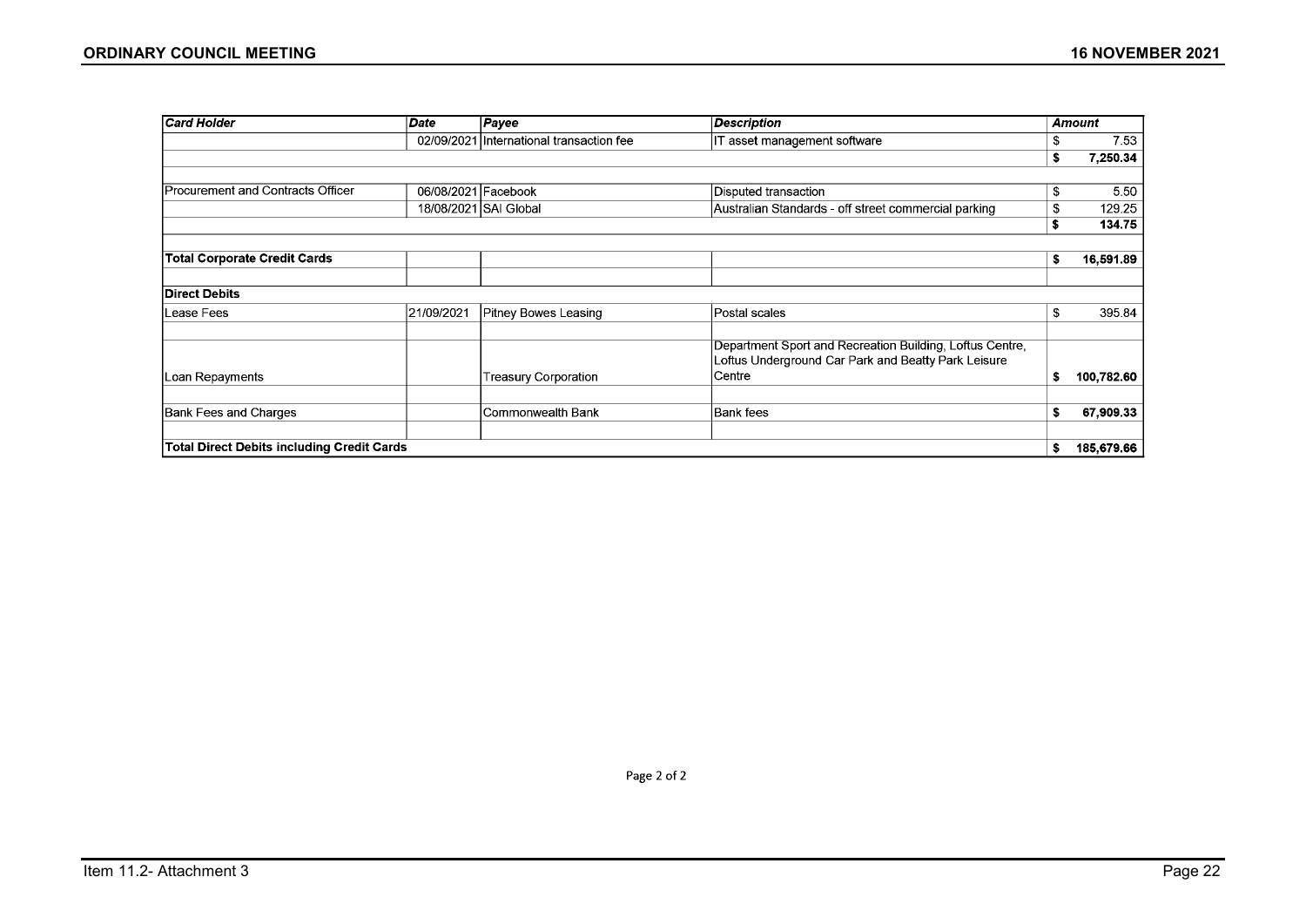| Card Holder | Date | Payee | Description | Amount |
|---|---|---|---|---|
| | 02/09/2021 | International transaction fee | IT asset management software | $ 7.53 |
| | | | | **$ 7,250.34** |
| | | | | |
| Procurement and Contracts Officer | 06/08/2021 | Facebook | Disputed transaction | $ 5.50 |
| | 18/08/2021 | SAI Global | Australian Standards - off street commercial parking | $ 129.25 |
| | | | | **$ 134.75** |
| | | | | |
| **Total Corporate Credit Cards** | | | | **$ 16,591.89** |
| | | | | |
| **Direct Debits** | | | | |
| Lease Fees | 21/09/2021 | Pitney Bowes Leasing | Postal scales | $ 395.84 |
| | | | | |
| Loan Repayments | | Treasury Corporation | Department Sport and Recreation Building, Loftus Centre, Loftus Underground Car Park and Beatty Park Leisure Centre | **$ 100,782.60** |
| | | | | |
| Bank Fees and Charges | | Commonwealth Bank | Bank fees | **$ 67,909.33** |
| | | | | |
| **Total Direct Debits including Credit Cards** | | | | **$ 185,679.66** |